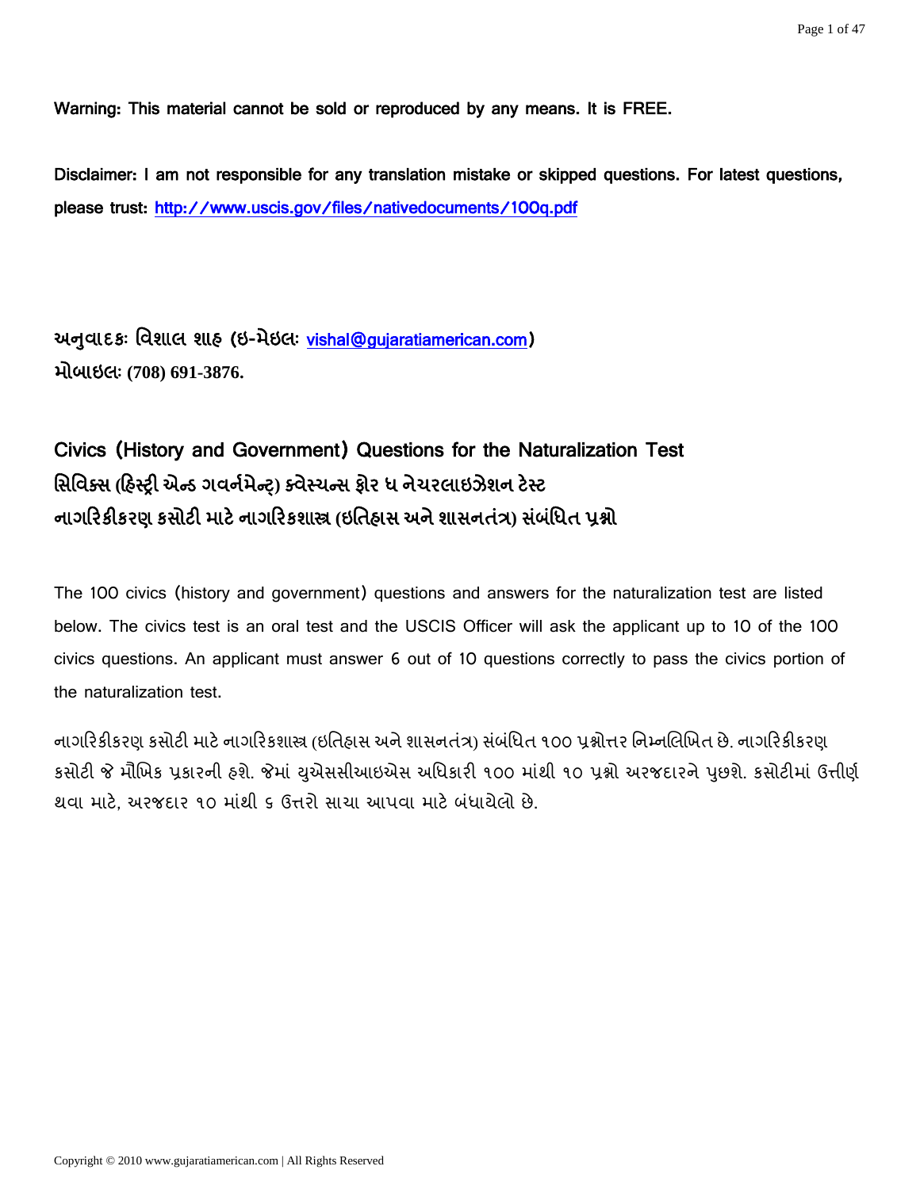**Warning: This material cannot be sold or reproduced by any means. It is FREE.**

**Disclaimer: I am not responsible for any translation mistake or skipped questions. For latest questions, please trust: [http://www.uscis.gov/files/nativedocuments/100q.pdf](http://www.uscis.gov/files/nativedocuments/100q.pdf)**

**અનુવાદકઃ વિશાલ શાહ (ઇ-મેઇલઃ [vishal@gujaratiamerican.com](mailto:vishal@gujaratiamerican.com))**
**મોબાઇલઃ (708) 691-3876.**

# Civics (History and Government) Questions for the Naturalization Test
# સિવિક્સ (હિસ્ટ્રી એન્ડ ગવર્નમેન્ટ) ક્વેસ્ચન્સ ફોર ધ નેચરલાઇઝેશન ટેસ્ટ
# નાગરિકીકરણ કસોટી માટે નાગરિકશાસ્ત્ર (ઇતિહાસ અને શાસનતંત્ર) સંબંધિત પ્રશ્નો

The 100 civics (history and government) questions and answers for the naturalization test are listed below. The civics test is an oral test and the USCIS Officer will ask the applicant up to 10 of the 100 civics questions. An applicant must answer 6 out of 10 questions correctly to pass the civics portion of the naturalization test.

નાગરિકીકરણ કસોટી માટે નાગરિકશાસ્ત્ર (ઇતિહાસ અને શાસનતંત્ર) સંબંધિત ૧૦૦ પ્રશ્નોત્તર નિમ્નલિખિત છે. નાગરિકીકરણ કસોટી જે મૌખિક પ્રકારની હશે. જેમાં યુએસસીઆઇએસ અધિકારી ૧૦૦ માંથી ૧૦ પ્રશ્નો અરજદારને પુછશે. કસોટીમાં ઉત્તીર્ણ થવા માટે, અરજદાર ૧૦ માંથી ૬ ઉત્તરો સાચા આપવા માટે બંધાયેલો છે.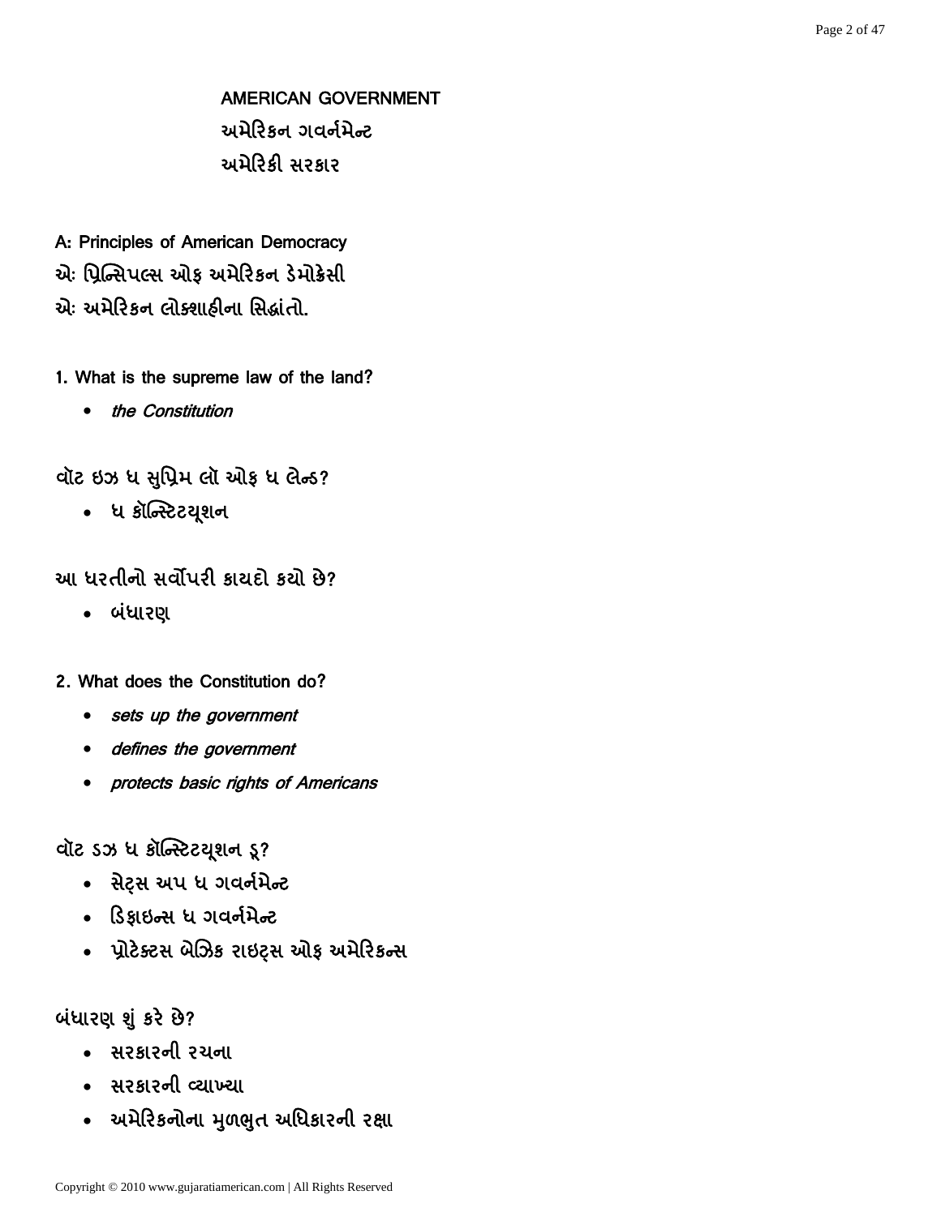## AMERICAN GOVERNMENT
## અમેરિકન ગવર્નમેન્ટ
## અમેરિકી સરકાર

### A: Principles of American Democracy
### એઃ પ્રિન્સિપલ્સ ઓફ અમેરિકન ડેમોક્રેસી
### એઃ અમેરિકન લોકશાહીના સિદ્ધાંતો.

**1. What is the supreme law of the land?**

- *the Constitution*

**વૉટ ઇઝ ધ સુપ્રિમ લૉ ઓફ ધ લેન્ડ?**

- ધ કૉન્સ્ટિટયૂશન

**આ ધરતીનો સર્વોપરી કાયદો કયો છે?**

- બંધારણ

**2. What does the Constitution do?**

- *sets up the government*
- *defines the government*
- *protects basic rights of Americans*

**વૉટ ડઝ ધ કૉન્સ્ટિટયૂશન ડૂ?**

- સેટ્સ અપ ધ ગવર્નમેન્ટ
- ડિફાઇન્સ ધ ગવર્નમેન્ટ
- પ્રોટેક્ટસ બેઝિક રાઇટ્સ ઓફ અમેરિકન્સ

**બંધારણ શું કરે છે?**

- સરકારની રચના
- સરકારની વ્યાખ્યા
- અમેરિકનોના મુળભુત અધિકારની રક્ષા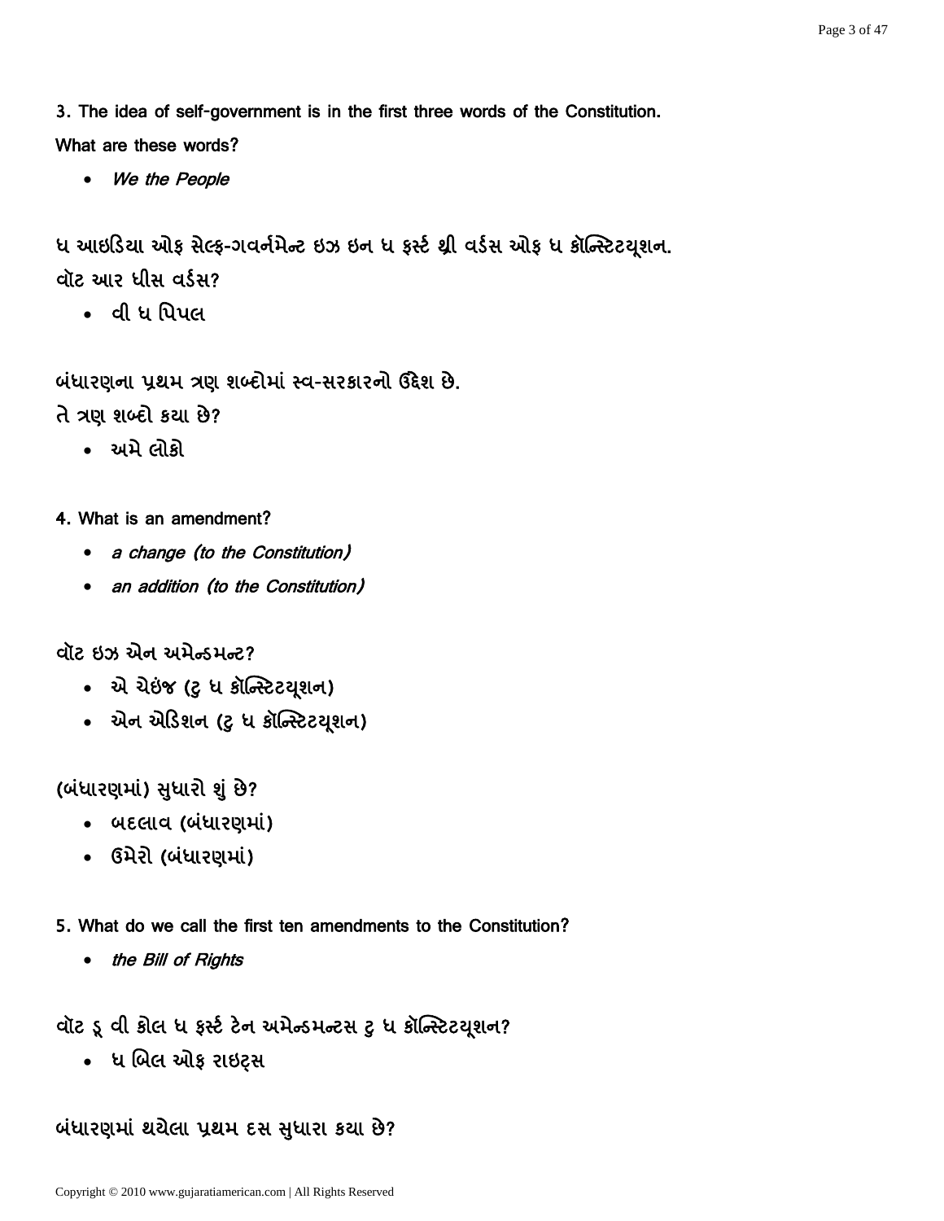**3. The idea of self-government is in the first three words of the Constitution.**
**What are these words?**

- *We the People*

**ધ આઇડિયા ઓફ સેલ્ફ-ગવર્નમેન્ટ ઇઝ ઇન ધ ફર્સ્ટ થ્રી વર્ડસ ઓફ ધ કૉન્સ્ટિટયૂશન.**
**વૉટ આર ધીસ વર્ડસ?**

- વી ધ પિપલ

**બંધારણના પ્રથમ ત્રણ શબ્દોમાં સ્વ-સરકારનો ઉદ્દેશ છે.**
**તે ત્રણ શબ્દો કયા છે?**

- અમે લોકો

**4. What is an amendment?**

- *a change (to the Constitution)*
- *an addition (to the Constitution)*

**વૉટ ઇઝ એન અમેન્ડમન્ટ?**

- એ ચેઇંજ (ટુ ધ કૉન્સ્ટિટયૂશન)
- એન એડિશન (ટુ ધ કૉન્સ્ટિટયૂશન)

**(બંધારણમાં) સુધારો શું છે?**

- બદલાવ (બંધારણમાં)
- ઉમેરો (બંધારણમાં)

**5. What do we call the first ten amendments to the Constitution?**

- *the Bill of Rights*

**વૉટ ડૂ વી કોલ ધ ફર્સ્ટ ટેન અમેન્ડમન્ટસ ટુ ધ કૉન્સ્ટિટયૂશન?**

- ધ બિલ ઓફ રાઇટ્સ

**બંધારણમાં થયેલા પ્રથમ દસ સુધારા કયા છે?**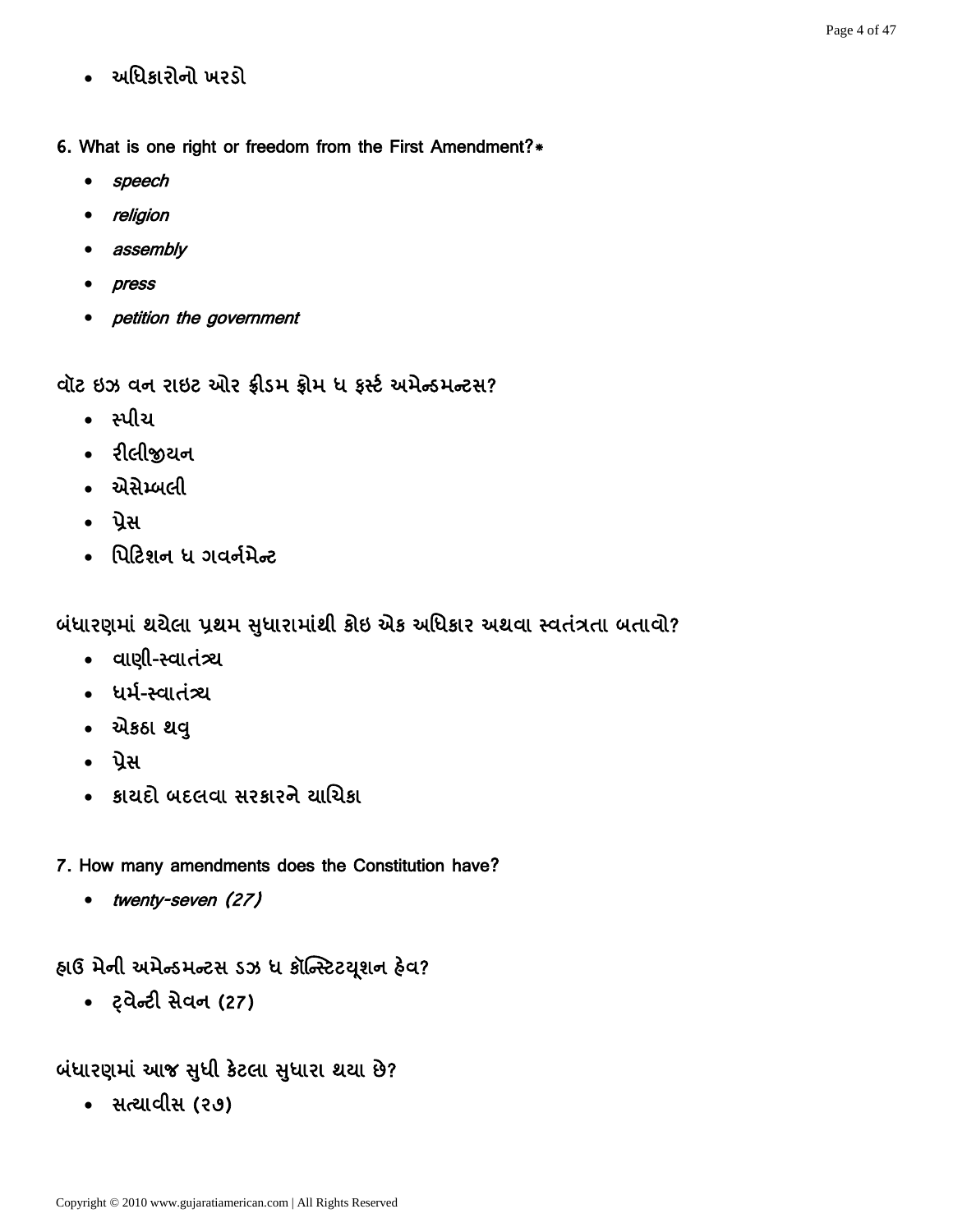- અધિકારોનો ખરડો

**6. What is one right or freedom from the First Amendment?***

- *speech*
- *religion*
- *assembly*
- *press*
- *petition the government*

**વૉટ ઇઝ વન રાઇટ ઓર ફ્રીડમ ફ્રોમ ધ ફર્સ્ટ અમેન્ડમન્ટસ?**

- સ્પીચ
- રીલીજીયન
- એસેમ્બલી
- પ્રેસ
- પિટિશન ધ ગવર્નમેન્ટ

**બંધારણમાં થયેલા પ્રથમ સુધારામાંથી કોઇ એક અધિકાર અથવા સ્વતંત્રતા બતાવો?**

- વાણી-સ્વાતંત્ર્ય
- ધર્મ-સ્વાતંત્ર્ય
- એકઠા થવુ
- પ્રેસ
- કાયદો બદલવા સરકારને યાચિકા

**7. How many amendments does the Constitution have?**

- *twenty-seven (27)*

**હાઉ મેની અમેન્ડમન્ટસ ડઝ ધ કૉન્સ્ટિટયૂશન હેવ?**

- ટ્વેન્ટી સેવન (27)

**બંધારણમાં આજ સુધી કેટલા સુધારા થયા છે?**

- સત્યાવીસ (૨૭)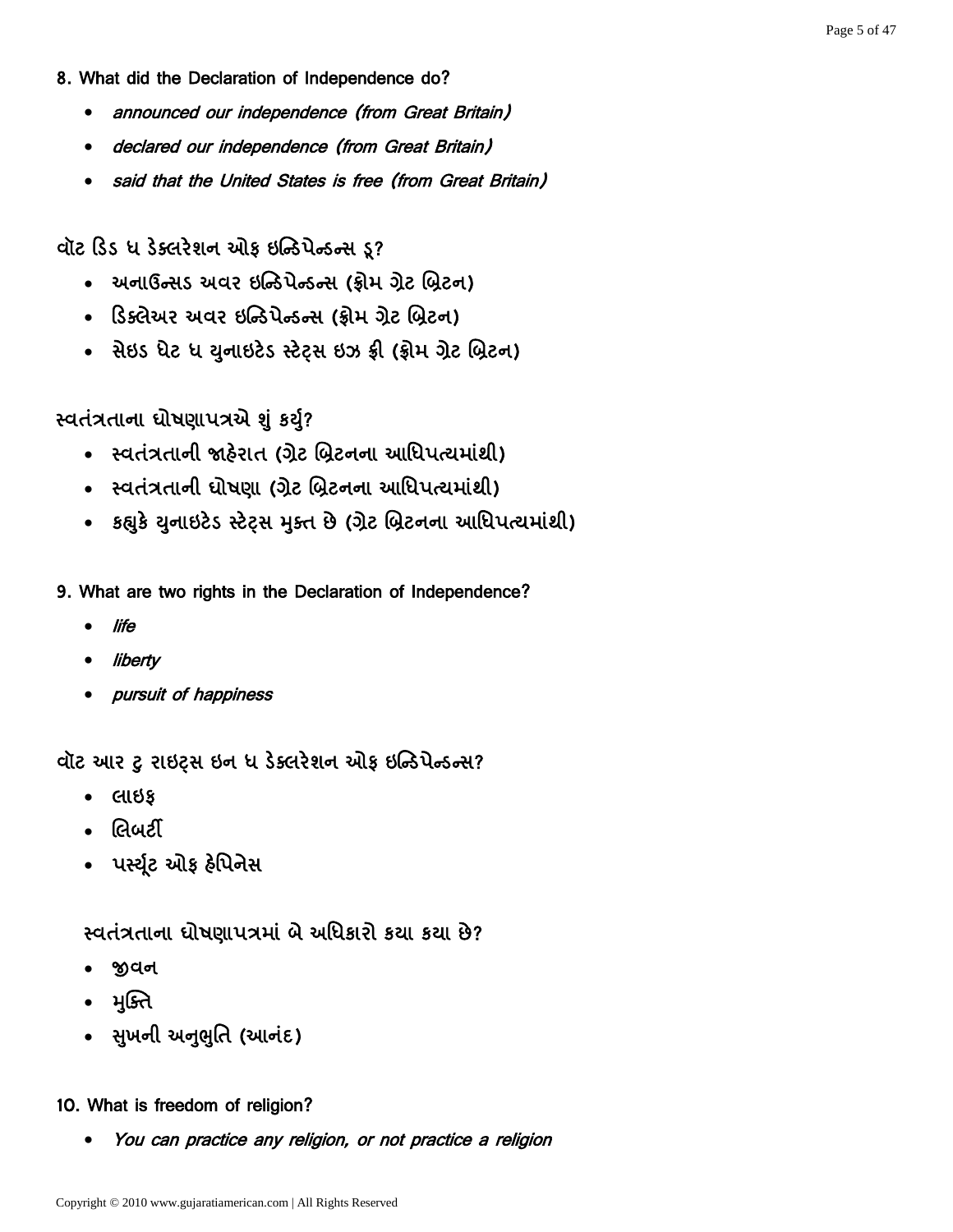**8. What did the Declaration of Independence do?**

- *announced our independence (from Great Britain)*
- *declared our independence (from Great Britain)*
- *said that the United States is free (from Great Britain)*

**વૉટ ડિડ ધ ડેક્લરેશન ઓફ ઇન્ડિપેન્ડન્સ ડૂ?**

- અનાઉન્સડ અવર ઇન્ડિપેન્ડન્સ (ફ્રોમ ગ્રેટ બ્રિટન)
- ડિક્લેઅર અવર ઇન્ડિપેન્ડન્સ (ફ્રોમ ગ્રેટ બ્રિટન)
- સેઇડ ધેટ ધ યુનાઇટેડ સ્ટેટ્સ ઇઝ ફ્રી (ફ્રોમ ગ્રેટ બ્રિટન)

**સ્વતંત્રતાના ઘોષણાપત્રએ શું કર્યુ?**

- સ્વતંત્રતાની જાહેરાત (ગ્રેટ બ્રિટનના આધિપત્યમાંથી)
- સ્વતંત્રતાની ઘોષણા (ગ્રેટ બ્રિટનના આધિપત્યમાંથી)
- કહ્યુકે યુનાઇટેડ સ્ટેટ્સ મુક્ત છે (ગ્રેટ બ્રિટનના આધિપત્યમાંથી)

**9. What are two rights in the Declaration of Independence?**

- *life*
- *liberty*
- *pursuit of happiness*

**વૉટ આર ટુ રાઇટ્સ ઇન ધ ડેક્લરેશન ઓફ ઇન્ડિપેન્ડન્સ?**

- લાઇફ
- લિબર્ટી
- પર્સ્યૂટ ઓફ હેપિનેસ

**સ્વતંત્રતાના ઘોષણાપત્રમાં બે અધિકારો કયા કયા છે?**

- જીવન
- મુક્તિ
- સુખની અનુભુતિ (આનંદ)

**10. What is freedom of religion?**

- *You can practice any religion, or not practice a religion*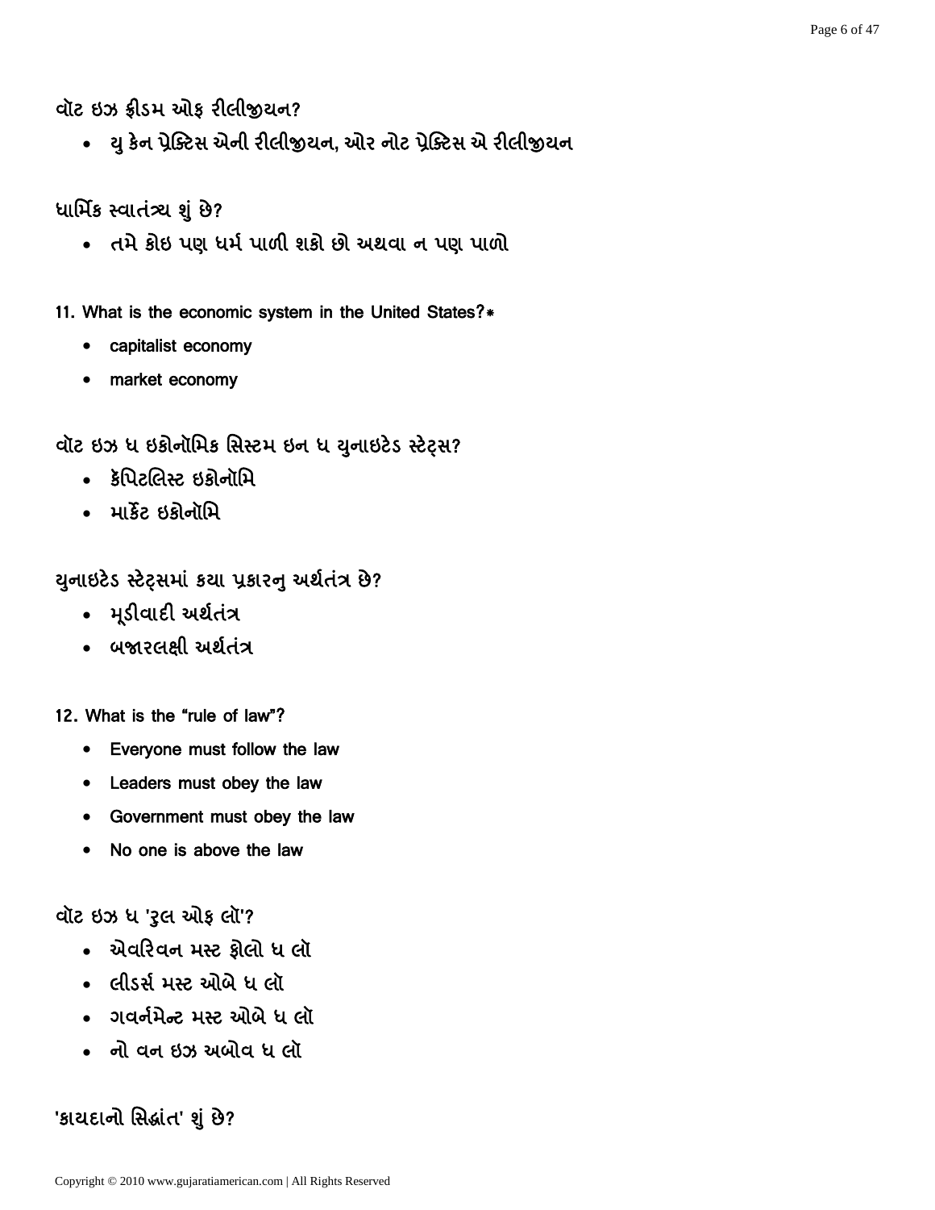વૉટ ઇઝ ફ્રીડમ ઓફ રીલીજીયન?

- યુ કેન પ્રેક્ટિસ એની રીલીજીયન, ઓર નોટ પ્રેક્ટિસ એ રીલીજીયન

ધાર્મિક સ્વાતંત્ર્ય શું છે?

- તમે કોઇ પણ ધર્મ પાળી શકો છો અથવા ન પણ પાળો

11. What is the economic system in the United States?*

- capitalist economy
- market economy

વૉટ ઇઝ ધ ઇકોનૉમિક સિસ્ટમ ઇન ધ યુનાઇટેડ સ્ટેટ્સ?

- કૅપિટલિસ્ટ ઇકોનૉમિ
- માર્કેટ ઇકોનૉમિ

યુનાઇટેડ સ્ટેટ્સમાં કયા પ્રકારનુ અર્થતંત્ર છે?

- મૂડીવાદી અર્થતંત્ર
- બજારલક્ષી અર્થતંત્ર

12. What is the "rule of law"?

- Everyone must follow the law
- Leaders must obey the law
- Government must obey the law
- No one is above the law

વૉટ ઇઝ ધ 'રુલ ઓફ લૉ'?

- એવરિવન મસ્ટ ફોલો ધ લૉ
- લીડર્સ મસ્ટ ઓબે ધ લૉ
- ગવર્નમેન્ટ મસ્ટ ઓબે ધ લૉ
- નો વન ઇઝ અબોવ ધ લૉ

'કાયદાનો સિદ્ધાંત' શું છે?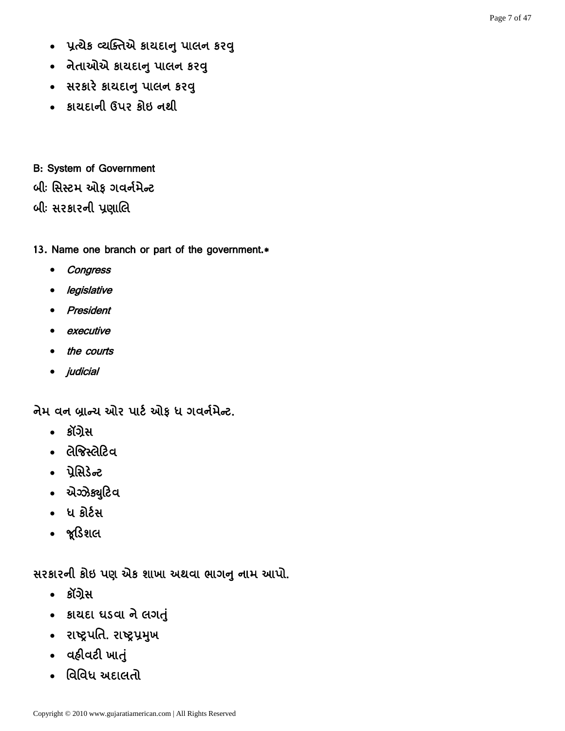- પ્રત્યેક વ્યક્તિએ કાયદાનુ પાલન કરવુ
- નેતાઓએ કાયદાનુ પાલન કરવુ
- સરકારે કાયદાનુ પાલન કરવુ
- કાયદાની ઉપર કોઇ નથી

B: System of Government

બીઃ સિસ્ટમ ઓફ ગવર્નમેન્ટ

બીઃ સરકારની પ્રણાલિ

**13. Name one branch or part of the government.***

- *Congress*
- *legislative*
- *President*
- *executive*
- *the courts*
- *judicial*

નેમ વન બ્રાન્ચ ઓર પાર્ટ ઓફ ધ ગવર્નમેન્ટ.

- કૉંગ્રેસ
- લેજિસ્લેટિવ
- પ્રેસિડેન્ટ
- એગ્ઝેક્યુટિવ
- ધ કોર્ટસ
- જૂડિશલ

સરકારની કોઇ પણ એક શાખા અથવા ભાગનુ નામ આપો.

- કૉંગ્રેસ
- કાયદા ઘડવા ને લગતું
- રાષ્ટ્રપતિ. રાષ્ટ્રપ્રમુખ
- વહીવટી ખાતું
- વિવિધ અદાલતો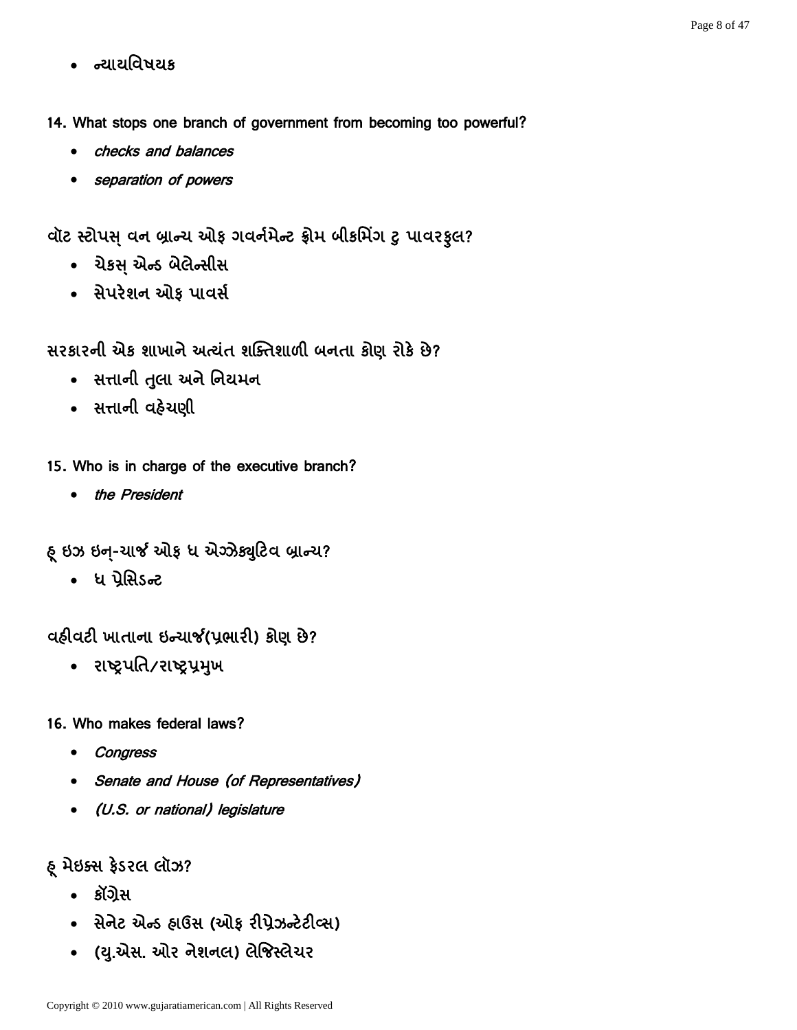- ન્યાયવિષયક

**14. What stops one branch of government from becoming too powerful?**

- *checks and balances*
- *separation of powers*

**વૉટ સ્ટોપસ્ વન બ્રાન્ચ ઓફ ગવર્નમેન્ટ ફ્રોમ બીકમિંગ ટુ પાવરફુલ?**

- ચેકસ્ એન્ડ બેલેન્સીસ
- સેપરેશન ઓફ પાવર્સ

**સરકારની એક શાખાને અત્યંત શક્તિશાળી બનતા કોણ રોકે છે?**

- સત્તાની તુલા અને નિયમન
- સત્તાની વહેચણી

**15. Who is in charge of the executive branch?**

- *the President*

**હૂ ઇઝ ઇન્-ચાર્જ ઓફ ધ એઝ્ઝેક્યુટિવ બ્રાન્ચ?**

- ધ પ્રેસિડન્ટ

**વહીવટી ખાતાના ઇન્ચાર્જ(પ્રભારી) કોણ છે?**

- રાષ્ટ્રપતિ/રાષ્ટ્રપ્રમુખ

**16. Who makes federal laws?**

- *Congress*
- *Senate and House (of Representatives)*
- *(U.S. or national) legislature*

**હૂ મેઇક્સ ફેડરલ લૉઝ?**

- કૉંગ્રેસ
- સેનેટ એન્ડ હાઉસ (ઓફ રીપ્રેઝન્ટેટીવ્સ)
- (યુ.એસ. ઓર નેશનલ) લેજિસ્લેચર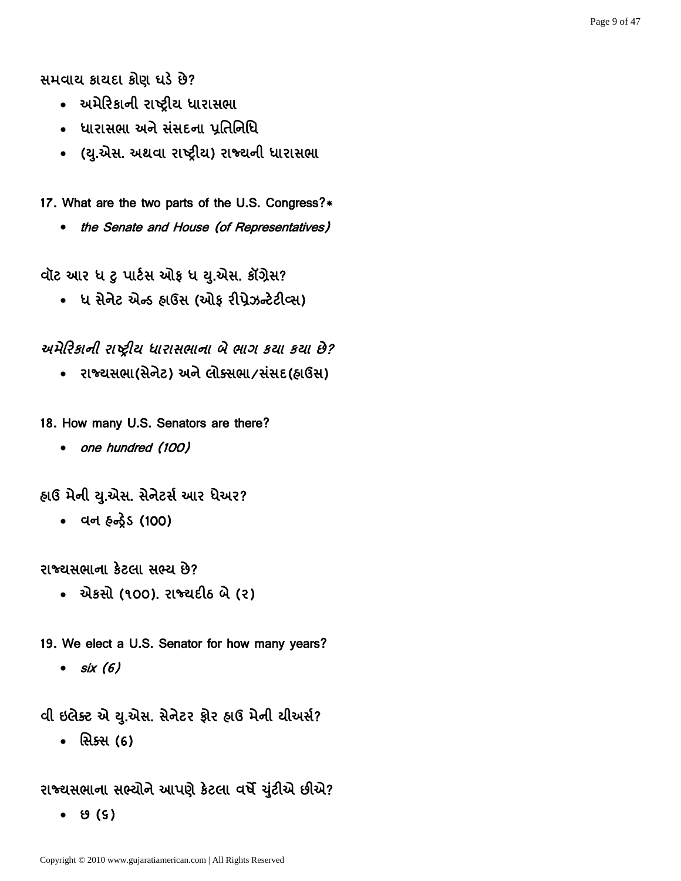સમવાય કાયદા કોણ ઘડે છે?

- અમેરિકાની રાષ્ટ્રીય ધારાસભા
- ધારાસભા અને સંસદના પ્રતિનિધિ
- (યુ.એસ. અથવા રાષ્ટ્રીય) રાજ્યની ધારાસભા

17. What are the two parts of the U.S. Congress?*

- *the Senate and House (of Representatives)*

વૉટ આર ધ ટુ પાર્ટસ ઓફ ધ યુ.એસ. કૉંગ્રેસ?

- ધ સેનેટ એન્ડ હાઉસ (ઓફ રીપ્રેઝન્ટેટીવ્સ)

*અમેરિકાની રાષ્ટ્રીય ધારાસભાના બે ભાગ કયા કયા છે?*

- રાજ્યસભા(સેનેટ) અને લોક્સભા/સંસદ(હાઉસ)

18. How many U.S. Senators are there?

- *one hundred (100)*

હાઉ મેની યુ.એસ. સેનેટર્સ આર ધેઅર?

- વન હન્ડ્રેડ (100)

રાજ્યસભાના કેટલા સભ્ય છે?

- એકસો (૧૦૦). રાજ્યદીઠ બે (૨)

19. We elect a U.S. Senator for how many years?

- *six (6)*

વી ઇલેક્ટ એ યુ.એસ. સેનેટર ફોર હાઉ મેની યીઅર્સ?

- સિક્સ (6)

રાજ્યસભાના સભ્યોને આપણે કેટલા વર્ષે ચુંટીએ છીએ?

- છ (૬)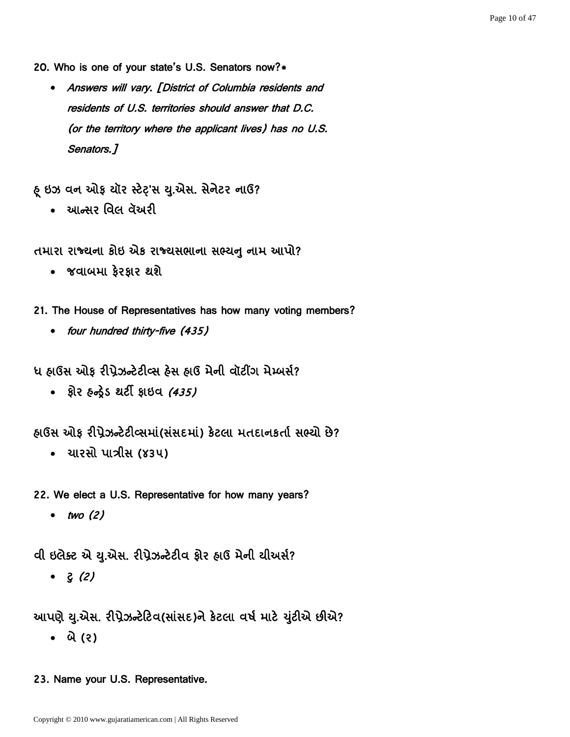**20. Who is one of your state's U.S. Senators now?***

- *Answers will vary. [District of Columbia residents and residents of U.S. territories should answer that D.C. (or the territory where the applicant lives) has no U.S. Senators.]*

**હૂ ઇઝ વન ઓફ યૉર સ્ટેટ્'સ યુ.એસ. સેનેટર નાઉ?**

- આન્સર વિલ વૅઅરી

**તમારા રાજ્યના કોઇ એક રાજ્યસભાના સભ્યનુ નામ આપો?**

- જવાબમા ફેરફાર થશે

**21. The House of Representatives has how many voting members?**

- *four hundred thirty-five (435)*

**ધ હાઉસ ઓફ રીપ્રેઝન્ટેટીવ્સ હેસ હાઉ મેની વૉટીંગ મેમ્બર્સ?**

- ફોર હન્ડ્રેડ થર્ટી ફાઇવ *(435)*

**હાઉસ ઓફ રીપ્રેઝન્ટેટીવ્સમાં(સંસદમાં) કેટલા મતદાનકર્તા સભ્યો છે?**

- ચારસો પાત્રીસ (૪૩૫)

**22. We elect a U.S. Representative for how many years?**

- *two (2)*

**વી ઇલેક્ટ એ યુ.એસ. રીપ્રેઝન્ટેટીવ ફોર હાઉ મેની યીઅર્સ?**

- ટુ *(2)*

**આપણે યુ.એસ. રીપ્રેઝન્ટેટિવ(સાંસદ)ને કેટલા વર્ષ માટે ચુંટીએ છીએ?**

- બે (૨)

**23. Name your U.S. Representative.**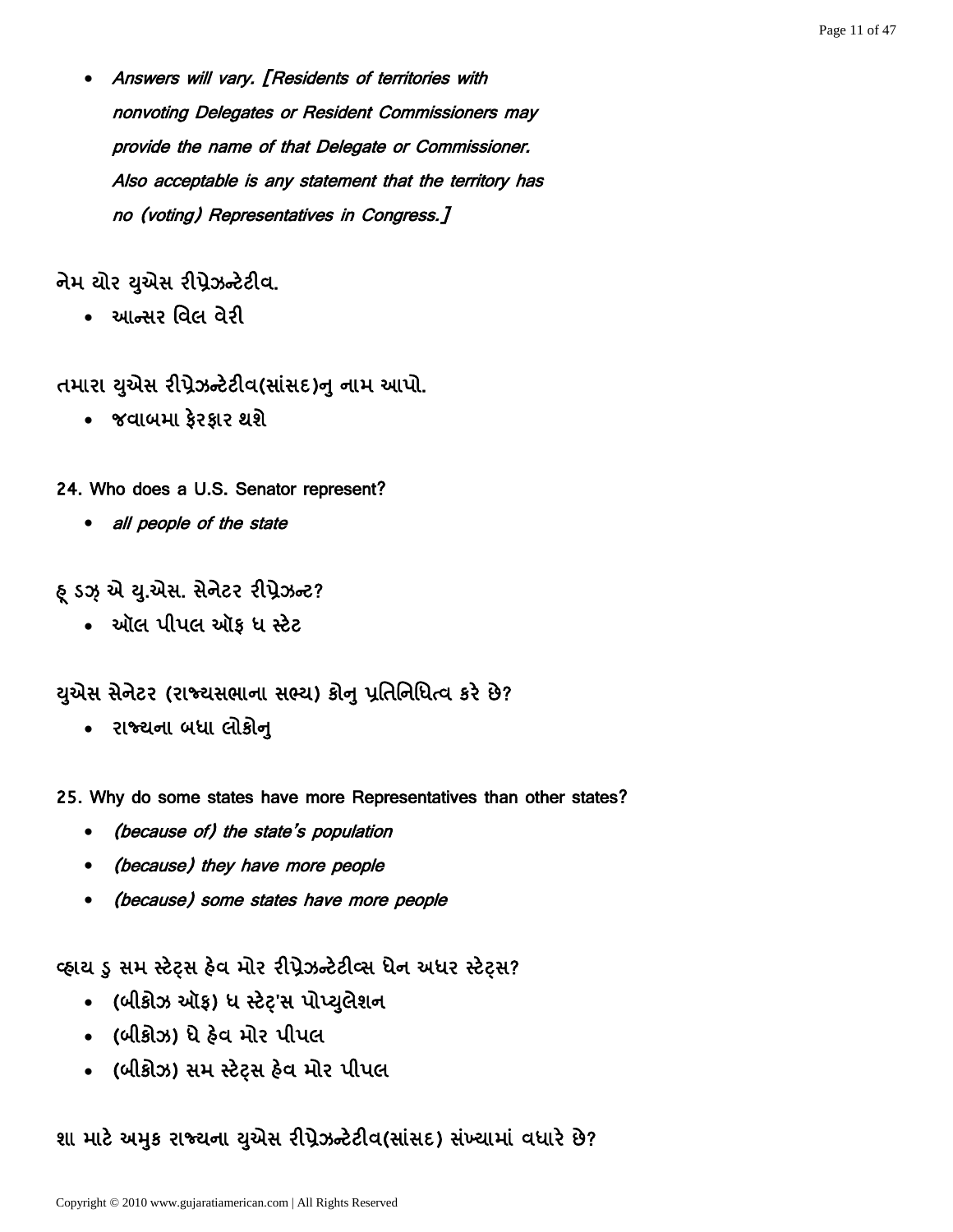- *Answers will vary. [Residents of territories with nonvoting Delegates or Resident Commissioners may provide the name of that Delegate or Commissioner. Also acceptable is any statement that the territory has no (voting) Representatives in Congress.]*

નેમ યોર યુએસ રીપ્રેઝન્ટેટીવ.

- આન્સર વિલ વેરી

તમારા યુએસ રીપ્રેઝન્ટેટીવ(સાંસદ)નુ નામ આપો.

- જવાબમા ફેરફાર થશે

24. Who does a U.S. Senator represent?

- *all people of the state*

હૂ ડઝ એ યુ.એસ. સેનેટર રીપ્રેઝન્ટ?

- ઑલ પીપલ ઑફ ધ સ્ટેટ

યુએસ સેનેટર (રાજ્યસભાના સભ્ય) કોનુ પ્રતિનિધિત્વ કરે છે?

- રાજ્યના બધા લોકોનુ

25. Why do some states have more Representatives than other states?

- *(because of) the state's population*
- *(because) they have more people*
- *(because) some states have more people*

વ્હાય ડુ સમ સ્ટેટ્સ હેવ મોર રીપ્રેઝન્ટેટીવ્સ ધેન અધર સ્ટેટ્સ?

- (બીકોઝ ઑફ) ધ સ્ટેટ્'સ પોપ્યુલેશન
- (બીકોઝ) ધે હેવ મોર પીપલ
- (બીકોઝ) સમ સ્ટેટ્સ હેવ મોર પીપલ

શા માટે અમુક રાજ્યના યુએસ રીપ્રેઝન્ટેટીવ(સાંસદ) સંખ્યામાં વધારે છે?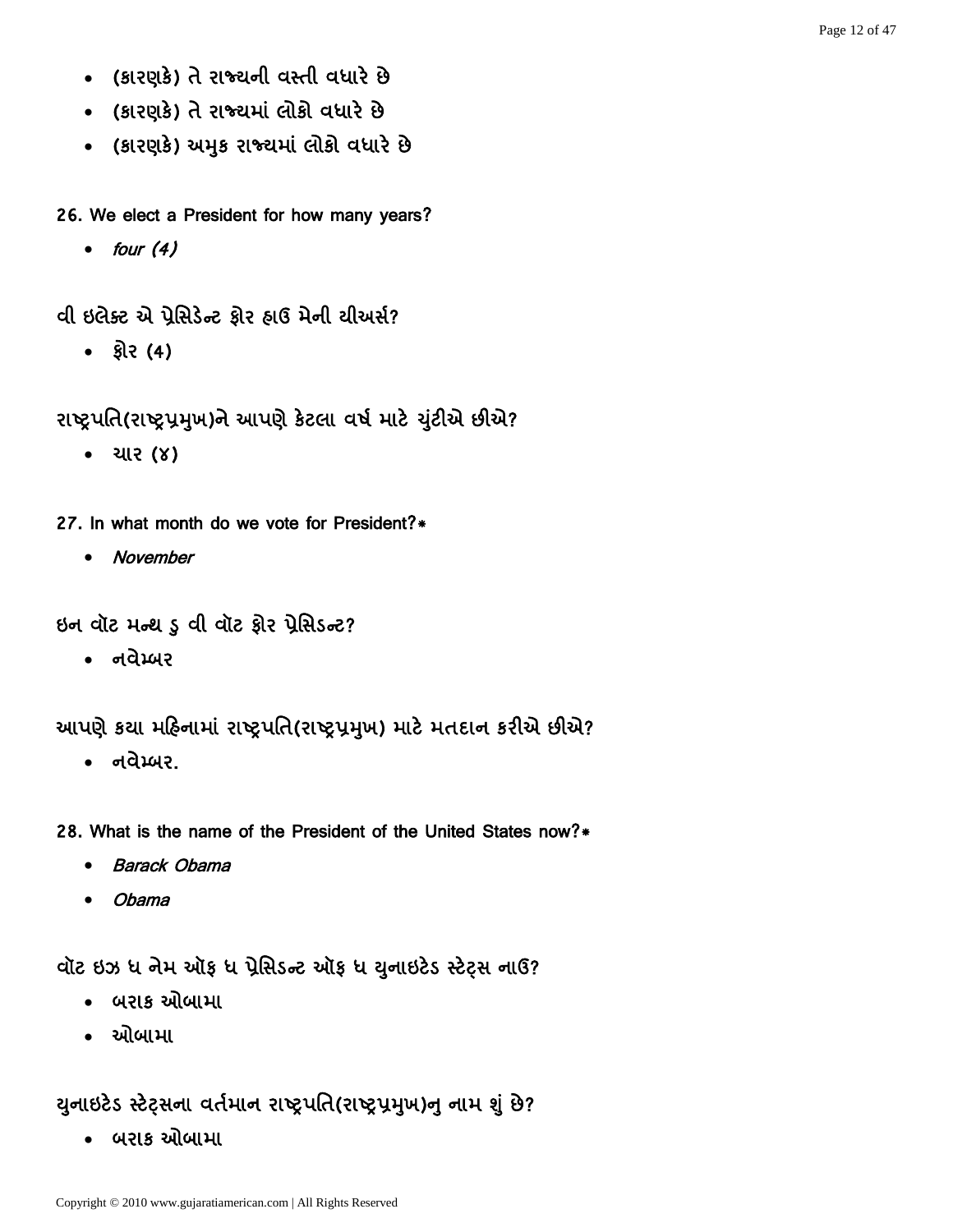- (કારણકે) તે રાજ્યની વસ્તી વધારે છે
- (કારણકે) તે રાજ્યમાં લોકો વધારે છે
- (કારણકે) અમુક રાજ્યમાં લોકો વધારે છે

26. We elect a President for how many years?

- *four (4)*

વી ઇલેક્ટ એ પ્રેસિડેન્ટ ફોર હાઉ મેની યીઅર્સ?

- ફોર (4)

રાષ્ટ્રપતિ(રાષ્ટ્રપ્રમુખ)ને આપણે કેટલા વર્ષ માટે ચુંટીએ છીએ?

- ચાર (૪)

27. In what month do we vote for President?*

- *November*

ઇન વૉટ મન્થ ડુ વી વૉટ ફોર પ્રેસિડન્ટ?

- નવેમ્બર

આપણે કયા મહિનામાં રાષ્ટ્રપતિ(રાષ્ટ્રપ્રમુખ) માટે મતદાન કરીએ છીએ?

- નવેમ્બર.

28. What is the name of the President of the United States now?*

- *Barack Obama*
- *Obama*

વૉટ ઇઝ ધ નેમ ઑફ ધ પ્રેસિડન્ટ ઑફ ધ યુનાઇટેડ સ્ટેટ્સ નાઉ?

- બરાક ઓબામા
- ઓબામા

યુનાઇટેડ સ્ટેટ્સના વર્તમાન રાષ્ટ્રપતિ(રાષ્ટ્રપ્રમુખ)નુ નામ શું છે?

- બરાક ઓબામા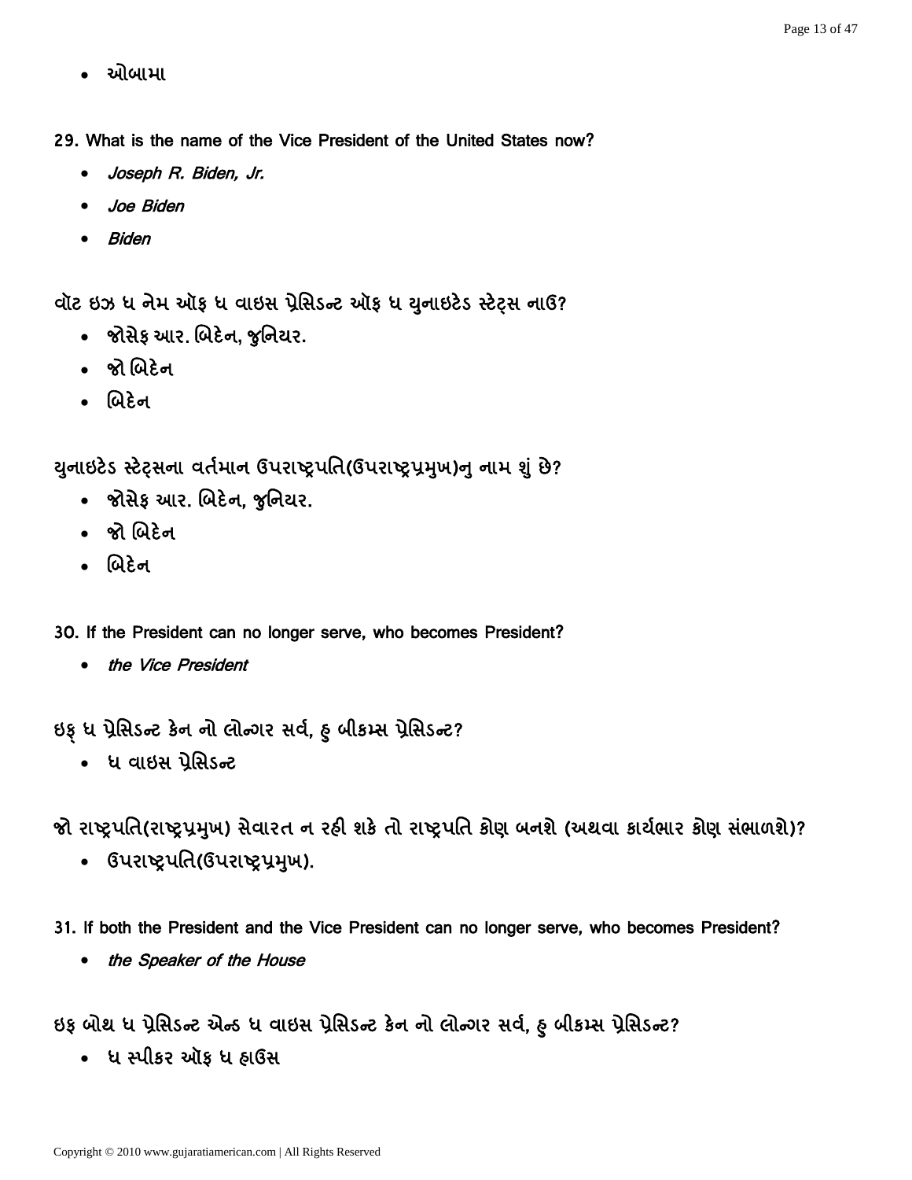- ઓબામા

**29. What is the name of the Vice President of the United States now?**

- *Joseph R. Biden, Jr.*
- *Joe Biden*
- *Biden*

**વૉટ ઇઝ ધ નેમ ઑફ ધ વાઇસ પ્રેસિડન્ટ ઑફ ધ યુનાઇટેડ સ્ટેટ્સ નાઉ?**

- જોસેફ આર. બિદેન, જુનિયર.
- જો બિદેન
- બિદેન

**યુનાઇટેડ સ્ટેટ્સના વર્તમાન ઉપરાષ્ટ્રપતિ(ઉપરાષ્ટ્રપ્રમુખ)નુ નામ શું છે?**

- જોસેફ આર. બિદેન, જુનિયર.
- જો બિદેન
- બિદેન

**30. If the President can no longer serve, who becomes President?**

- *the Vice President*

**ઇફ્ ધ પ્રેસિડન્ટ કેન નો લોન્ગર સર્વ, હુ બીકમ્સ પ્રેસિડન્ટ?**

- ધ વાઇસ પ્રેસિડન્ટ

**જો રાષ્ટ્રપતિ(રાષ્ટ્રપ્રમુખ) સેવારત ન રહી શકે તો રાષ્ટ્રપતિ કોણ બનશે (અથવા કાર્યભાર કોણ સંભાળશે)?**

- ઉપરાષ્ટ્રપતિ(ઉપરાષ્ટ્રપ્રમુખ).

**31. If both the President and the Vice President can no longer serve, who becomes President?**

- *the Speaker of the House*

**ઇફ બોથ ધ પ્રેસિડન્ટ એન્ડ ધ વાઇસ પ્રેસિડન્ટ કેન નો લોન્ગર સર્વ, હુ બીકમ્સ પ્રેસિડન્ટ?**

- ધ સ્પીકર ઑફ ધ હાઉસ

Copyright © 2010 www.gujaratiamerican.com | All Rights Reserved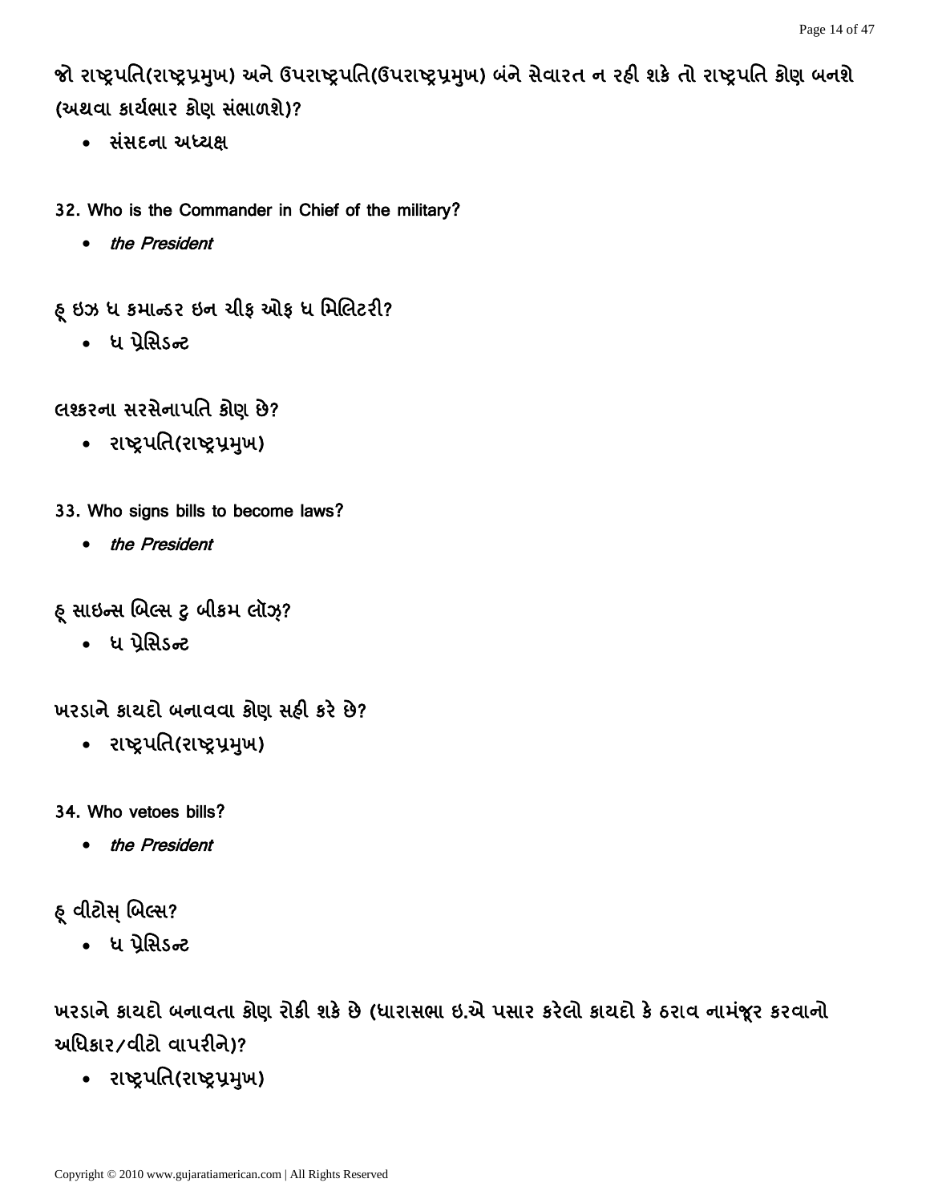**જો રાષ્ટ્રપતિ(રાષ્ટ્રપ્રમુખ) અને ઉપરાષ્ટ્રપતિ(ઉપરાષ્ટ્રપ્રમુખ) બંને સેવારત ન રહી શકે તો રાષ્ટ્રપતિ કોણ બનશે (અથવા કાર્યભાર કોણ સંભાળશે)?**

- **સંસદના અધ્યક્ષ**

**32. Who is the Commander in Chief of the military?**

- ***the President***

**હૂ ઇઝ ધ કમાન્ડર ઇન ચીફ ઓફ ધ મિલિટરી?**

- **ધ પ્રેસિડન્ટ**

**લશ્કરના સરસેનાપતિ કોણ છે?**

- **રાષ્ટ્રપતિ(રાષ્ટ્રપ્રમુખ)**

**33. Who signs bills to become laws?**

- ***the President***

**હૂ સાઇન્સ બિલ્સ ટુ બીકમ લૉઝ઼?**

- **ધ પ્રેસિડન્ટ**

**ખરડાને કાયદો બનાવવા કોણ સહી કરે છે?**

- **રાષ્ટ્રપતિ(રાષ્ટ્રપ્રમુખ)**

**34. Who vetoes bills?**

- ***the President***

**હૂ વીટોસ્ બિલ્સ?**

- **ધ પ્રેસિડન્ટ**

**ખરડાને કાયદો બનાવતા કોણ રોકી શકે છે (ધારાસભા ઇ.એ પસાર કરેલો કાયદો કે ઠરાવ નામંજૂર કરવાનો અધિકાર/વીટો વાપરીને)?**

- **રાષ્ટ્રપતિ(રાષ્ટ્રપ્રમુખ)**

Copyright © 2010 www.gujaratiamerican.com | All Rights Reserved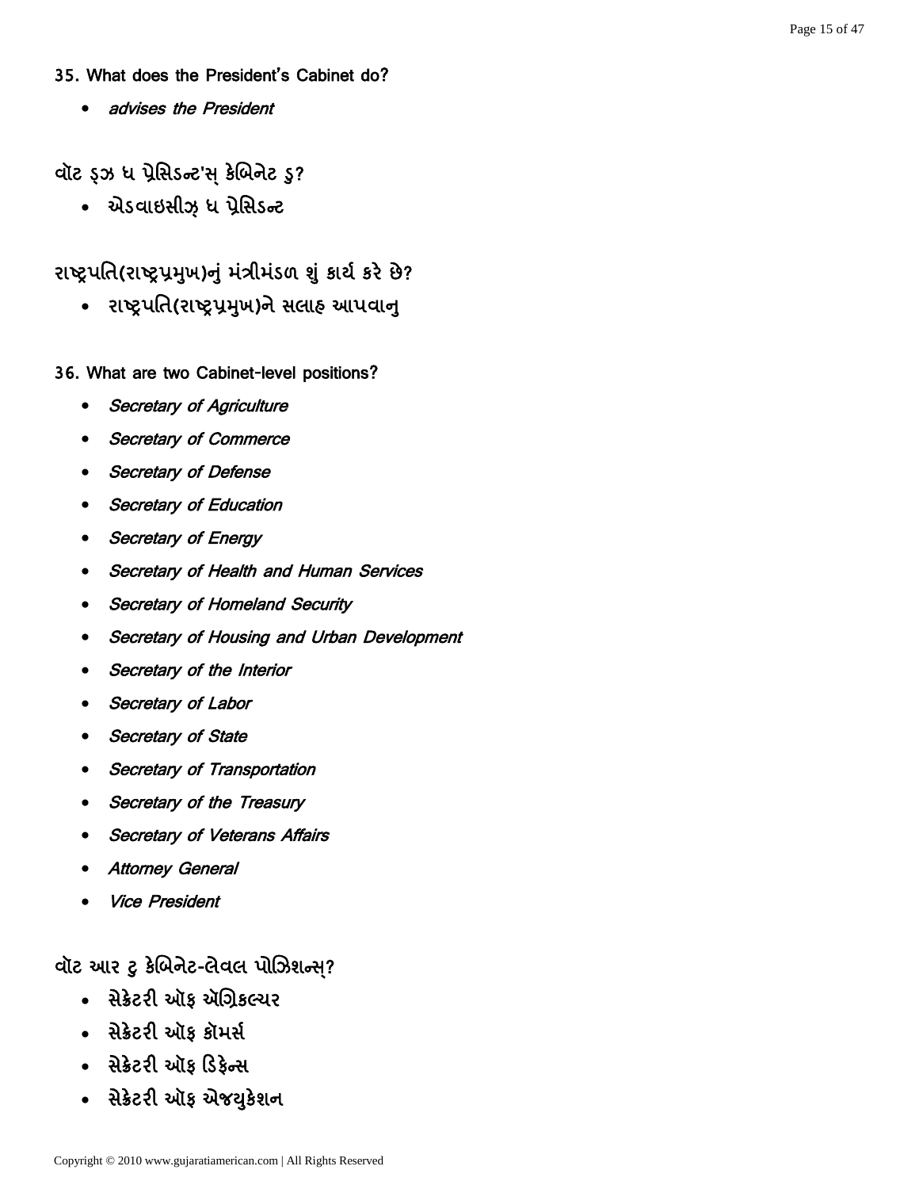**35. What does the President's Cabinet do?**

- *advises the President*

**વૉટ ડ્ઝ ધ પ્રેસિડન્ટ'સ્ કેબિનેટ ડુ?**

- એડવાઇસીઝ્ ધ પ્રેસિડન્ટ

**રાષ્ટ્રપતિ(રાષ્ટ્રપ્રમુખ)નું મંત્રીમંડળ શું કાર્ય કરે છે?**

- રાષ્ટ્રપતિ(રાષ્ટ્રપ્રમુખ)ને સલાહ આપવાનુ

**36. What are two Cabinet-level positions?**

- *Secretary of Agriculture*
- *Secretary of Commerce*
- *Secretary of Defense*
- *Secretary of Education*
- *Secretary of Energy*
- *Secretary of Health and Human Services*
- *Secretary of Homeland Security*
- *Secretary of Housing and Urban Development*
- *Secretary of the Interior*
- *Secretary of Labor*
- *Secretary of State*
- *Secretary of Transportation*
- *Secretary of the Treasury*
- *Secretary of Veterans Affairs*
- *Attorney General*
- *Vice President*

**વૉટ આર ટુ કેબિનેટ-લેવલ પોઝિશન્સ્?**

- સેક્રેટરી ઑફ ઍગ્રિકલ્ચર
- સેક્રેટરી ઑફ કૉમર્સ
- સેક્રેટરી ઑફ ડિફેન્સ
- સેક્રેટરી ઑફ એજયુકેશન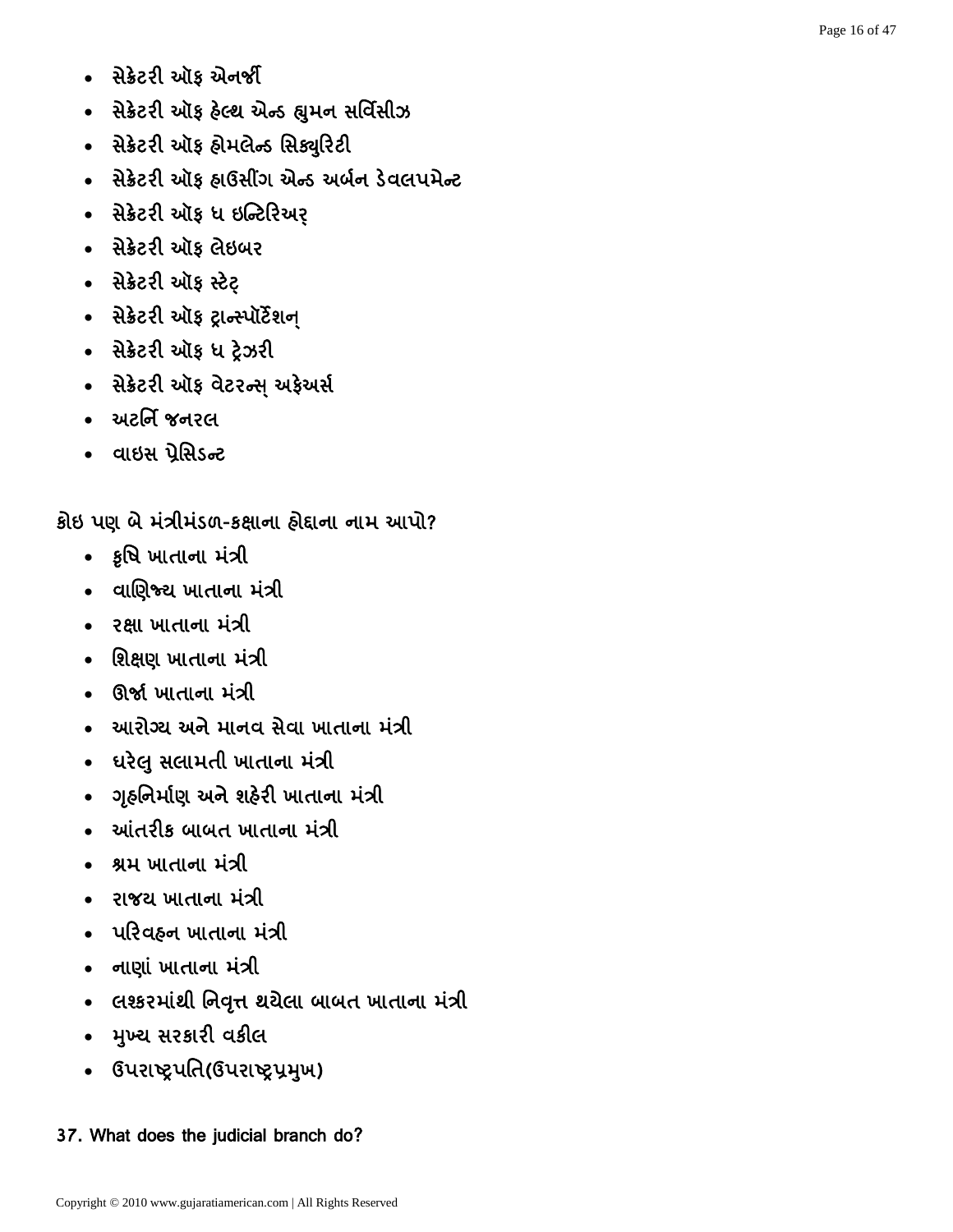- સેક્રેટરી ઑફ એનર્જી
- સેક્રેટરી ઑફ હેલ્થ એન્ડ હ્યુમન સર્વિસીઝ
- સેક્રેટરી ઑફ હોમલેન્ડ સિક્યુરિટી
- સેક્રેટરી ઑફ હાઉસીંગ એન્ડ અર્બન ડેવલપમેન્ટ
- સેક્રેટરી ઑફ ધ ઇન્ટિરિઅર્
- સેક્રેટરી ઑફ લેઇબર
- સેક્રેટરી ઑફ સ્ટેટ્
- સેક્રેટરી ઑફ ટ્રાન્સ્પૉર્ટેશન્
- સેક્રેટરી ઑફ ધ ટ્રેઝરી
- સેક્રેટરી ઑફ વેટરન્સ્ અફેઅર્સ
- અટર્નિ જનરલ
- વાઇસ પ્રેસિડન્ટ

કોઇ પણ બે મંત્રીમંડળ-કક્ષાના હોદ્દાના નામ આપો?

- કૃષિ ખાતાના મંત્રી
- વાણિજ્ય ખાતાના મંત્રી
- રક્ષા ખાતાના મંત્રી
- શિક્ષણ ખાતાના મંત્રી
- ઊર્જા ખાતાના મંત્રી
- આરોગ્ય અને માનવ સેવા ખાતાના મંત્રી
- ઘરેલુ સલામતી ખાતાના મંત્રી
- ગૃહનિર્માણ અને શહેરી ખાતાના મંત્રી
- આંતરીક બાબત ખાતાના મંત્રી
- શ્રમ ખાતાના મંત્રી
- રાજય ખાતાના મંત્રી
- પરિવહન ખાતાના મંત્રી
- નાણાં ખાતાના મંત્રી
- લશ્કરમાંથી નિવૃત્ત થયેલા બાબત ખાતાના મંત્રી
- મુખ્ય સરકારી વકીલ
- ઉપરાષ્ટ્રપતિ(ઉપરાષ્ટ્રપ્રમુખ)

**37. What does the judicial branch do?**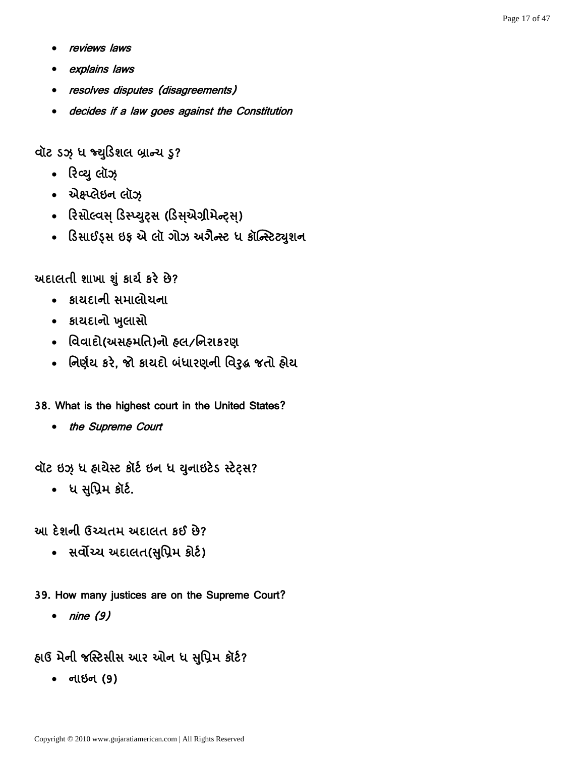- *reviews laws*
- *explains laws*
- *resolves disputes (disagreements)*
- *decides if a law goes against the Constitution*

વૉટ ડઝ ધ જ્યુડિશલ બ્રાન્ચ ડુ?

- રિવ્યુ લૉઝ્
- એક્ષ્પ્લેઇન લૉઝ્
- રિસોલ્વસ્ ડિસ્પ્યુટ્સ (ડિસ્એગ્રીમેન્ટ્સ્)
- ડિસાઈડ્સ ઇફ એ લૉ ગોઝ અગૈન્સ્ટ ધ કૉન્સ્ટિટ્યુશન

અદાલતી શાખા શું કાર્ય કરે છે?

- કાયદાની સમાલોચના
- કાયદાનો ખુલાસો
- વિવાદો(અસહમતિ)નો હલ/નિરાકરણ
- નિર્ણય કરે, જો કાયદો બંધારણની વિરુદ્ધ જતો હોય

38. What is the highest court in the United States?

- *the Supreme Court*

વૉટ ઇઝ્ ધ હાયેસ્ટ કૉર્ટ ઇન ધ યુનાઇટેડ સ્ટેટ્સ?

- ધ સુપ્રિમ કૉર્ટ.

આ દેશની ઉચ્ચતમ અદાલત કઈ છે?

- સર્વોચ્ચ અદાલત(સુપ્રિમ કોર્ટ)

39. How many justices are on the Supreme Court?

- *nine (9)*

હાઉ મેની જસ્ટિસીસ આર ઓન ધ સુપ્રિમ કૉર્ટ?

- નાઇન (9)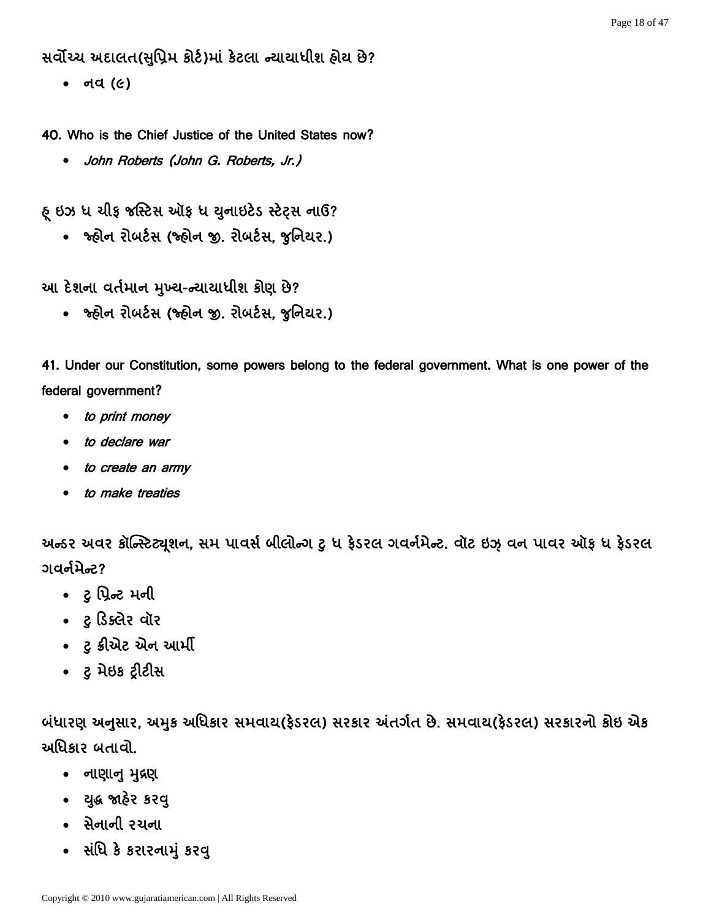**સર્વોચ્ચ અદાલત(સુપ્રિમ કોર્ટ)માં કેટલા ન્યાયાધીશ હોય છે?**

- **નવ (૯)**

**40. Who is the Chief Justice of the United States now?**

- ***John Roberts (John G. Roberts, Jr.)***

**હૂ ઇઝ ધ ચીફ જસ્ટિસ ઑફ ધ યુનાઇટેડ સ્ટેટ્સ નાઉ?**

- **જ્હોન રોબર્ટસ (જ્હોન જી. રોબર્ટસ, જુનિયર.)**

**આ દેશના વર્તમાન મુખ્ય-ન્યાયાધીશ કોણ છે?**

- **જ્હોન રોબર્ટસ (જ્હોન જી. રોબર્ટસ, જુનિયર.)**

**41. Under our Constitution, some powers belong to the federal government. What is one power of the federal government?**

- ***to print money***
- ***to declare war***
- ***to create an army***
- ***to make treaties***

**અન્ડર અવર કૉન્સ્ટિટ્યૂશન, સમ પાવર્સ બીલોન્ગ ટુ ધ ફેડરલ ગવર્નમેન્ટ. વૉટ ઇઝ વન પાવર ઑફ ધ ફેડરલ ગવર્નમેન્ટ?**

- **ટુ પ્રિન્ટ મની**
- **ટુ ડિક્લેર વૉર**
- **ટુ ક્રીએટ એન આર્મી**
- **ટુ મેઇક ટ્રીટીસ**

**બંધારણ અનુસાર, અમુક અધિકાર સમવાય(ફેડરલ) સરકાર અંતર્ગત છે. સમવાય(ફેડરલ) સરકારનો કોઇ એક અધિકાર બતાવો.**

- **નાણાનુ મુદ્રણ**
- **યુદ્ધ જાહેર કરવુ**
- **સેનાની રચના**
- **સંધિ કે કરારનામું કરવુ**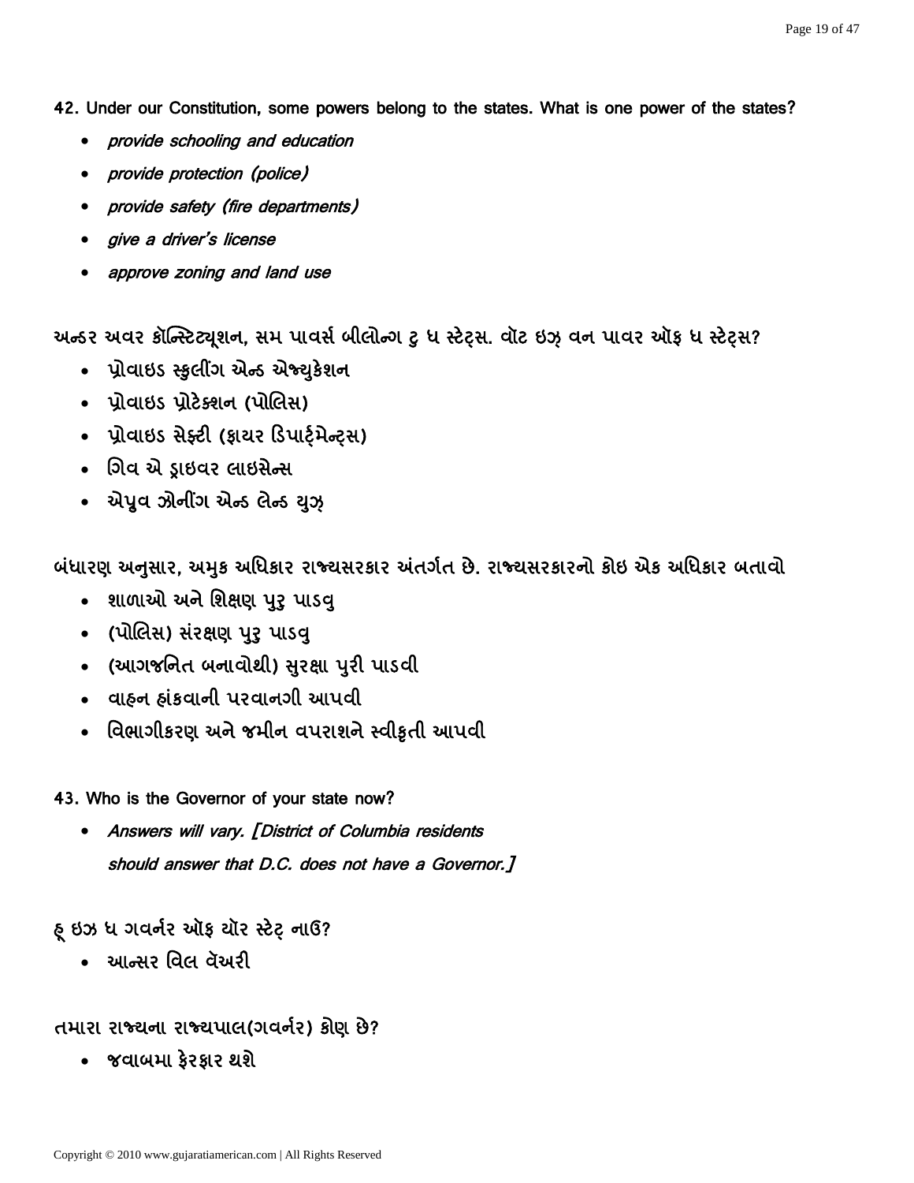**42.** Under our Constitution, some powers belong to the states. What is one power of the states?

- *provide schooling and education*
- *provide protection (police)*
- *provide safety (fire departments)*
- *give a driver's license*
- *approve zoning and land use*

અન્ડર અવર કૉન્સ્ટિટ્યૂશન, સમ પાવર્સ બીલોન્ગ ટુ ધ સ્ટેટ્સ. વૉટ ઇઝ વન પાવર ઑફ ધ સ્ટેટ્સ?

- પ્રોવાઇડ સ્કુલીંગ એન્ડ એજ્યુકેશન
- પ્રોવાઇડ પ્રોટેક્શન (પોલિસ)
- પ્રોવાઇડ સેફ્ટી (ફાયર ડિપાર્ટ્મેન્ટ્સ)
- ગિવ એ ડ્રાઇવર લાઇસેન્સ
- એપ્રુવ ઝોનીંગ એન્ડ લેન્ડ યુઝ

બંધારણ અનુસાર, અમુક અધિકાર રાજ્યસરકાર અંતર્ગત છે. રાજ્યસરકારનો કોઇ એક અધિકાર બતાવો

- શાળાઓ અને શિક્ષણ પુરુ પાડવુ
- (પોલિસ) સંરક્ષણ પુરુ પાડવુ
- (આગજનિત બનાવોથી) સુરક્ષા પુરી પાડવી
- વાહન હાંકવાની પરવાનગી આપવી
- વિભાગીકરણ અને જમીન વપરાશને સ્વીકૃતી આપવી

**43.** Who is the Governor of your state now?

- *Answers will vary. [District of Columbia residents should answer that D.C. does not have a Governor.]*

હૂ ઇઝ ધ ગવર્નર ઑફ યૉર સ્ટેટ્ નાઉ?

- આન્સર વિલ વૅઅરી

તમારા રાજ્યના રાજ્યપાલ(ગવર્નર) કોણ છે?

- જવાબમા ફેરફાર થશે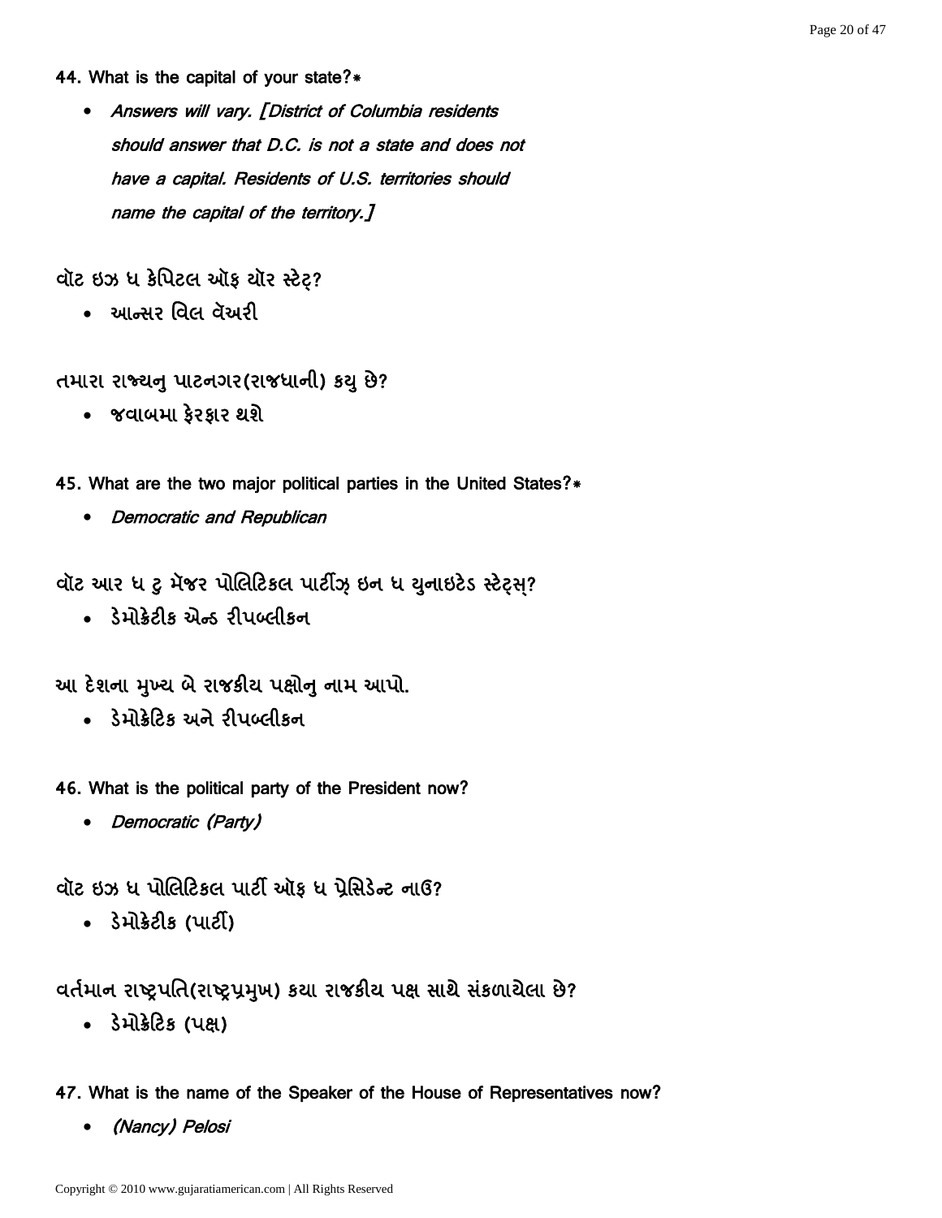**44. What is the capital of your state?***

- *Answers will vary. [District of Columbia residents should answer that D.C. is not a state and does not have a capital. Residents of U.S. territories should name the capital of the territory.]*

વૉટ ઇઝ ધ કેપિટલ ઑફ યૉર સ્ટેટ્?

- આન્સર વિલ વૅઅરી

તમારા રાજ્યનુ પાટનગર(રાજધાની) કયુ છે?

- જવાબમા ફેરફાર થશે

**45. What are the two major political parties in the United States?***

- *Democratic and Republican*

વૉટ આર ધ ટુ મૅજર પોલિટિકલ પાર્ટીઝ઼ ઇન ધ યુનાઇટેડ સ્ટેટ્સ્?

- ડેમોક્રેટીક એન્ડ રીપબ્લીકન

આ દેશના મુખ્ય બે રાજકીય પક્ષોનુ નામ આપો.

- ડેમોક્રેટિક અને રીપબ્લીકન

**46. What is the political party of the President now?**

- *Democratic (Party)*

વૉટ ઇઝ ધ પોલિટિકલ પાર્ટી ઑફ ધ પ્રેસિડેન્ટ નાઉ?

- ડેમોક્રેટીક (પાર્ટી)

વર્તમાન રાષ્ટ્રપતિ(રાષ્ટ્રપ્રમુખ) કયા રાજકીય પક્ષ સાથે સંકળાયેલા છે?

- ડેમોક્રેટિક (પક્ષ)

**47. What is the name of the Speaker of the House of Representatives now?**

- *(Nancy) Pelosi*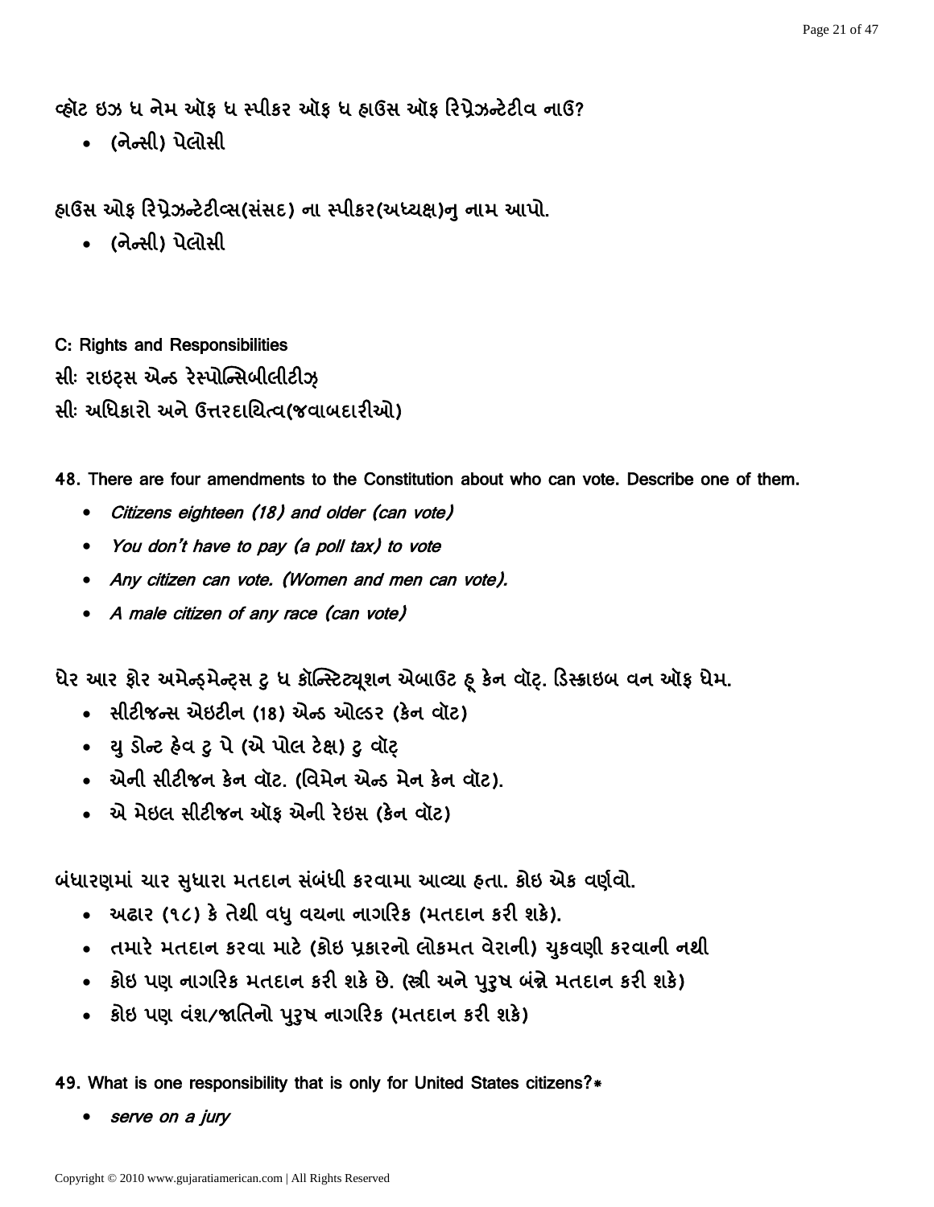વ્હોટ ઇઝ ધ નેમ ઓફ ધ સ્પીકર ઓફ ધ હાઉસ ઓફ રિપ્રેઝન્ટેટીવ નાઉ?

- (નેન્સી) પેલોસી

હાઉસ ઓફ રિપ્રેઝન્ટેટીવ્સ(સંસદ) ના સ્પીકર(અધ્યક્ષ)નુ નામ આપો.

- (નેન્સી) પેલોસી

**C: Rights and Responsibilities**

**સીઃ રાઇટ્સ એન્ડ રેસ્પોન્સિબીલીટીઝ**

**સીઃ અધિકારો અને ઉત્તરદાયિત્વ(જવાબદારીઓ)**

**48. There are four amendments to the Constitution about who can vote. Describe one of them.**

- *Citizens eighteen (18) and older (can vote)*
- *You don't have to pay (a poll tax) to vote*
- *Any citizen can vote. (Women and men can vote).*
- *A male citizen of any race (can vote)*

ધેર આર ફોર અમેન્ડ્મેન્ટ્સ ટુ ધ કૉન્સ્ટિટ્યૂશન એબાઉટ હૂ કેન વૉટ્. ડિસ્ક્રાઇબ વન ઓફ ધેમ.

- સીટીજન્સ એઇટીન (18) એન્ડ ઓલ્ડર (કેન વૉટ)
- યુ ડોન્ટ હેવ ટુ પે (એ પોલ ટેક્ષ) ટુ વૉટ્
- એની સીટીજન કેન વૉટ. (વિમેન એન્ડ મેન કેન વૉટ).
- એ મેઇલ સીટીજન ઓફ એની રેઇસ (કેન વૉટ)

બંધારણમાં ચાર સુધારા મતદાન સંબંધી કરવામા આવ્યા હતા. કોઇ એક વર્ણવો.

- અઢાર (૧૮) કે તેથી વધુ વયના નાગરિક (મતદાન કરી શકે).
- તમારે મતદાન કરવા માટે (કોઇ પ્રકારનો લોકમત વેરાની) ચુકવણી કરવાની નથી
- કોઇ પણ નાગરિક મતદાન કરી શકે છે. (સ્ત્રી અને પુરુષ બંન્ને મતદાન કરી શકે)
- કોઇ પણ વંશ/જાતિનો પુરુષ નાગરિક (મતદાન કરી શકે)

**49. What is one responsibility that is only for United States citizens?***

- *serve on a jury*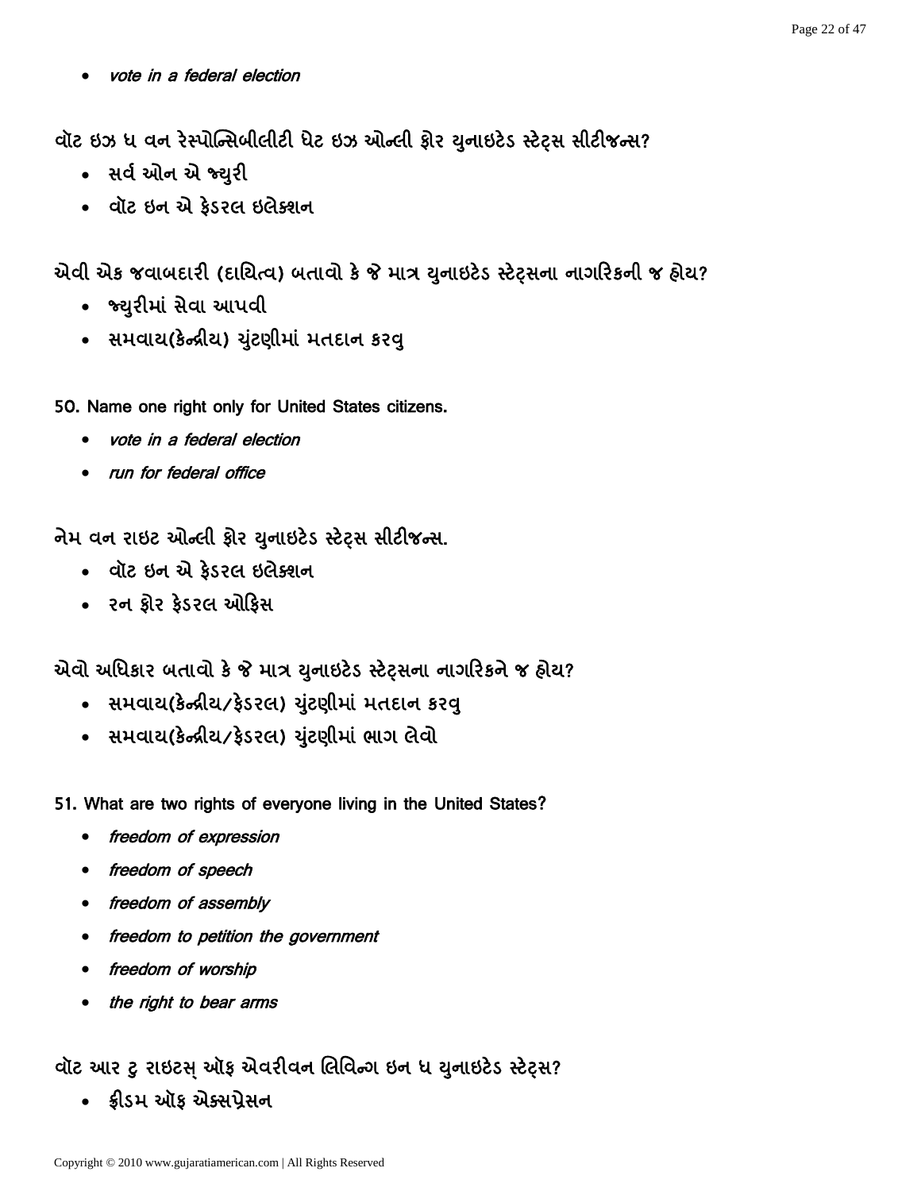- *vote in a federal election*

વૉટ ઇઝ ધ વન રેસ્પોન્સિબીલીટી ધેટ ઇઝ ઓન્લી ફોર યુનાઇટેડ સ્ટેટ્સ સીટીજન્સ?

- સર્વ ઓન એ જ્યુરી
- વૉટ ઇન એ ફેડરલ ઇલેક્શન

એવી એક જવાબદારી (દાયિત્વ) બતાવો કે જે માત્ર યુનાઇટેડ સ્ટેટ્સના નાગરિકની જ હોય?

- જ્યુરીમાં સેવા આપવી
- સમવાય(કેન્દ્રીય) ચુંટણીમાં મતદાન કરવુ

50. Name one right only for United States citizens.

- *vote in a federal election*
- *run for federal office*

નેમ વન રાઇટ ઓન્લી ફોર યુનાઇટેડ સ્ટેટ્સ સીટીજન્સ.

- વૉટ ઇન એ ફેડરલ ઇલેક્શન
- રન ફોર ફેડરલ ઓફિસ

એવો અધિકાર બતાવો કે જે માત્ર યુનાઇટેડ સ્ટેટ્સના નાગરિકને જ હોય?

- સમવાય(કેન્દ્રીય/ફેડરલ) ચુંટણીમાં મતદાન કરવુ
- સમવાય(કેન્દ્રીય/ફેડરલ) ચુંટણીમાં ભાગ લેવો

51. What are two rights of everyone living in the United States?

- *freedom of expression*
- *freedom of speech*
- *freedom of assembly*
- *freedom to petition the government*
- *freedom of worship*
- *the right to bear arms*

વૉટ આર ટુ રાઇટસ્ ઑફ એવરીવન લિવિન્ગ ઇન ધ યુનાઇટેડ સ્ટેટ્સ?

- ફ્રીડમ ઑફ એક્સપ્રેસન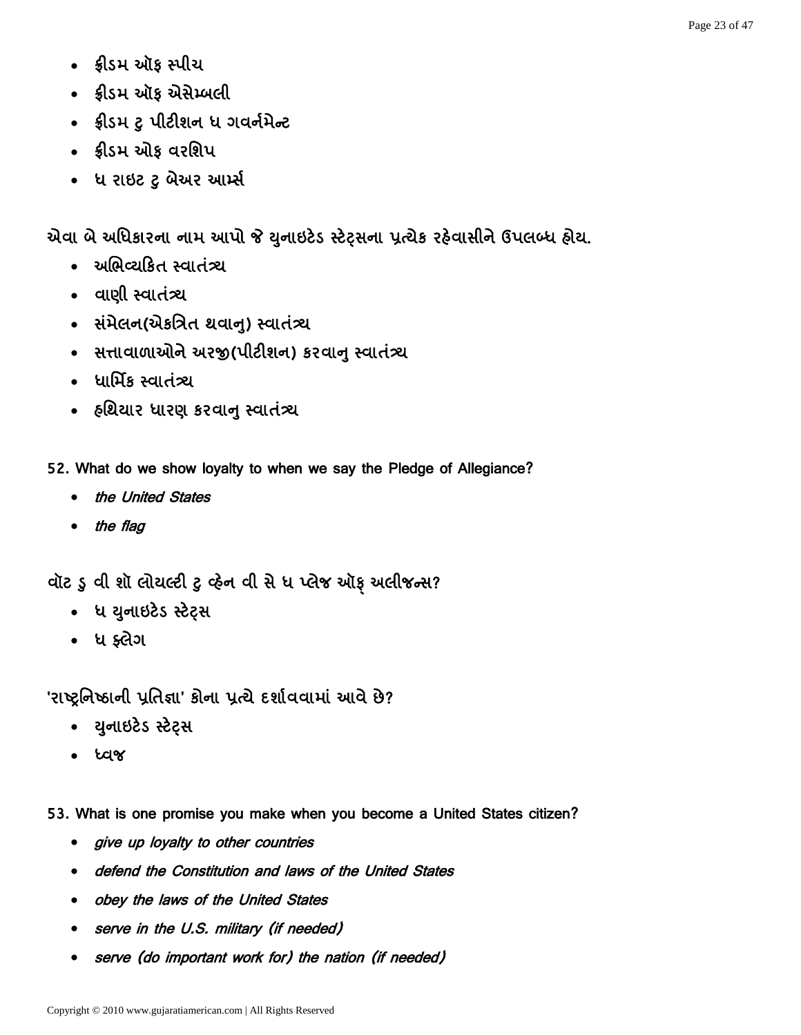- ફ્રીડમ ઑફ સ્પીચ
- ફ્રીડમ ઑફ એસેમ્બલી
- ફ્રીડમ ટુ પીટીશન ધ ગવર્નમેન્ટ
- ફ્રીડમ ઓફ વરશિપ
- ધ રાઇટ ટુ બેઅર આર્મ્સ

એવા બે અધિકારના નામ આપો જે યુનાઇટેડ સ્ટેટ્સના પ્રત્યેક રહેવાસીને ઉપલબ્ધ હોય.

- અભિવ્યકિત સ્વાતંત્ર્ય
- વાણી સ્વાતંત્ર્ય
- સંમેલન(એકત્રિત થવાનુ) સ્વાતંત્ર્ય
- સત્તાવાળાઓને અરજી(પીટીશન) કરવાનુ સ્વાતંત્ર્ય
- ધાર્મિક સ્વાતંત્ર્ય
- હથિયાર ધારણ કરવાનુ સ્વાતંત્ર્ય

52. What do we show loyalty to when we say the Pledge of Allegiance?

- *the United States*
- *the flag*

વૉટ ડુ વી શૉ લોયલ્ટી ટુ વ્હેન વી સે ધ પ્લેજ ઑફ્ અલીજન્સ?

- ધ યુનાઇટેડ સ્ટેટ્સ
- ધ ફ્લેગ

'રાષ્ટ્રનિષ્ઠાની પ્રતિજ્ઞા' કોના પ્રત્યે દર્શાવવામાં આવે છે?

- યુનાઇટેડ સ્ટેટ્સ
- ધ્વજ

53. What is one promise you make when you become a United States citizen?

- *give up loyalty to other countries*
- *defend the Constitution and laws of the United States*
- *obey the laws of the United States*
- *serve in the U.S. military (if needed)*
- *serve (do important work for) the nation (if needed)*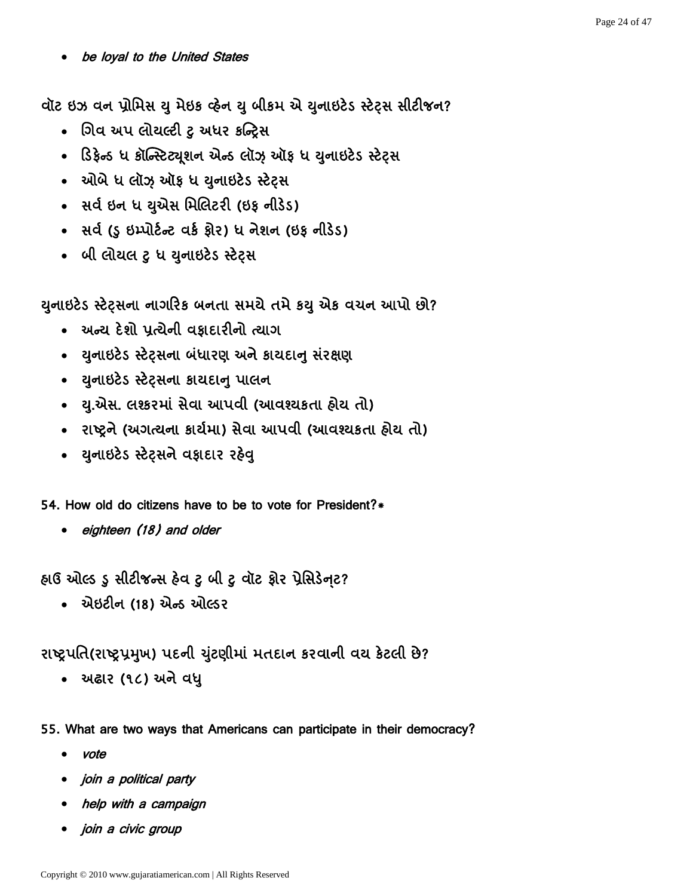- *be loyal to the United States*

**વૉટ ઇઝ વન પ્રોમિસ યુ મેઇક વ્હેન યુ બીકમ એ યુનાઇટેડ સ્ટેટ્સ સીટીજન?**

- ગિવ અપ લોયલ્ટી ટુ અધર કન્ટ્રિસ
- ડિફેન્ડ ધ કૉન્સ્ટિટ્યૂશન એન્ડ લૉઝ્ ઑફ ધ યુનાઇટેડ સ્ટેટ્સ
- ઓબે ધ લૉઝ્ ઑફ ધ યુનાઇટેડ સ્ટેટ્સ
- સર્વ ઇન ધ યુએસ મિલિટરી (ઇફ નીડેડ)
- સર્વ (ડુ ઇમ્પોર્ટન્ટ વર્ક ફોર) ધ નેશન (ઇફ નીડેડ)
- બી લોયલ ટુ ધ યુનાઇટેડ સ્ટેટ્સ

**યુનાઇટેડ સ્ટેટ્સના નાગરિક બનતા સમયે તમે કયુ એક વચન આપો છો?**

- અન્ય દેશો પ્રત્યેની વફાદારીનો ત્યાગ
- યુનાઇટેડ સ્ટેટ્સના બંધારણ અને કાયદાનુ સંરક્ષણ
- યુનાઇટેડ સ્ટેટ્સના કાયદાનુ પાલન
- યુ.એસ. લશ્કરમાં સેવા આપવી (આવશ્યકતા હોય તો)
- રાષ્ટ્રને (અગત્યના કાર્યમા) સેવા આપવી (આવશ્યકતા હોય તો)
- યુનાઇટેડ સ્ટેટ્સને વફાદાર રહેવુ

**54. How old do citizens have to be to vote for President?***

- *eighteen (18) and older*

**હાઉ ઓલ્ડ ડુ સીટીજન્સ હેવ ટુ બી ટુ વૉટ ફોર પ્રેસિડેન્ટ?**

- એઇટીન (18) એન્ડ ઓલ્ડર

**રાષ્ટ્રપતિ(રાષ્ટ્રપ્રમુખ) પદની ચુંટણીમાં મતદાન કરવાની વય કેટલી છે?**

- અઢાર (૧૮) અને વધુ

**55. What are two ways that Americans can participate in their democracy?**

- *vote*
- *join a political party*
- *help with a campaign*
- *join a civic group*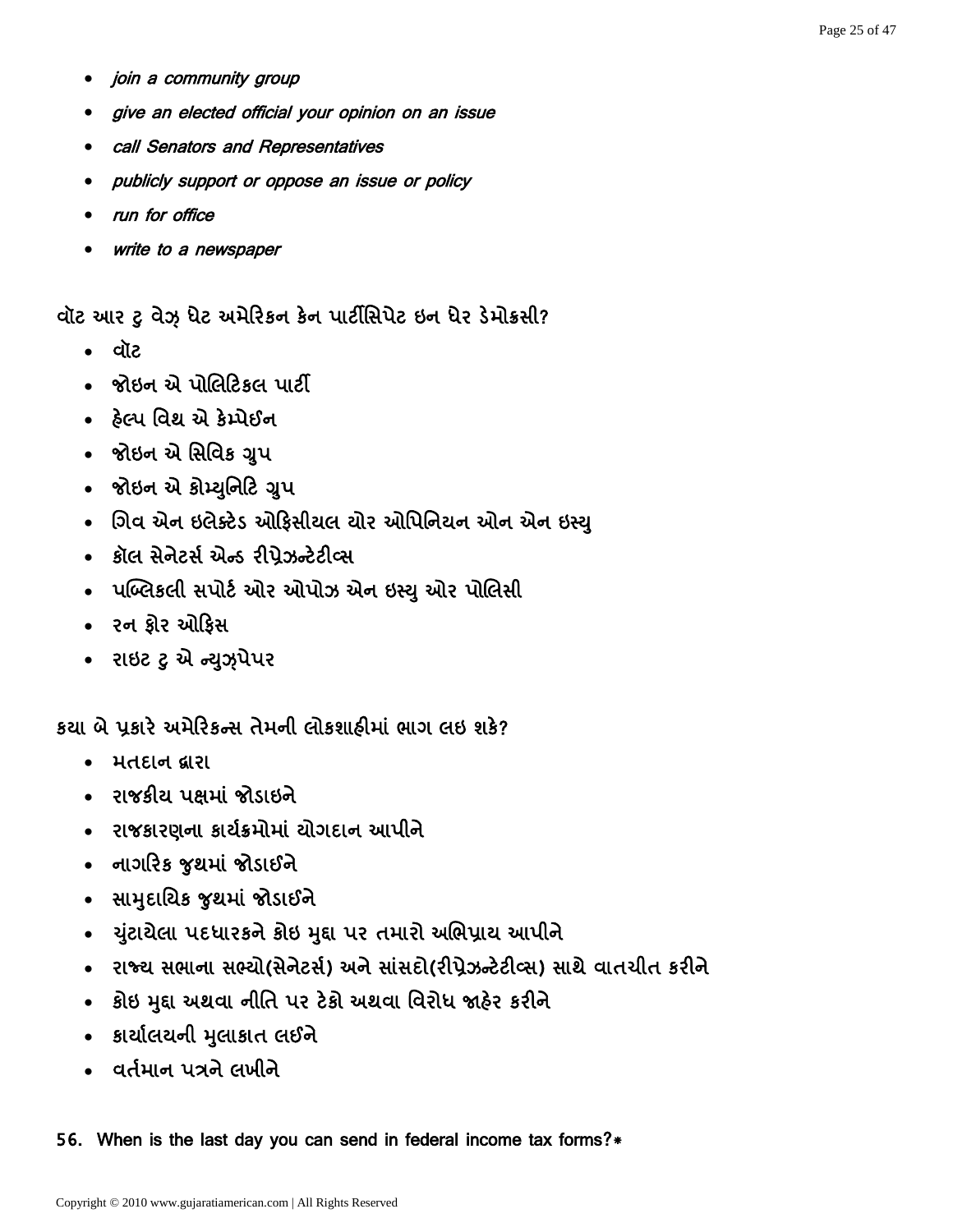- *join a community group*
- *give an elected official your opinion on an issue*
- *call Senators and Representatives*
- *publicly support or oppose an issue or policy*
- *run for office*
- *write to a newspaper*

**વૉટ આર ટુ વેઝ઼ ધેટ અમેરિકન કેન પાર્ટીસિપેટ ઇન ધેર ડેમોક્રસી?**

- વૉટ
- જોઇન એ પોલિટિકલ પાર્ટી
- હેલ્પ વિથ એ કેમ્પેઈન
- જોઇન એ સિવિક ગ્રુપ
- જોઇન એ કોમ્યુનિટિ ગ્રુપ
- ગિવ એન ઇલેક્ટેડ ઓફિસીયલ યોર ઓપિનિયન ઓન એન ઇસ્યુ
- કૉલ સેનેટર્સ એન્ડ રીપ્રેઝ઼ન્ટેટીવ્સ
- પબ્લિકલી સપોર્ટ ઓર ઓપોઝ એન ઇસ્યુ ઓર પોલિસી
- રન ફોર ઓફિસ
- રાઇટ ટુ એ ન્યુઝ઼પેપર

**કયા બે પ્રકારે અમેરિકન્સ તેમની લોકશાહીમાં ભાગ લઇ શકે?**

- મતદાન દ્વારા
- રાજકીય પક્ષમાં જોડાઇને
- રાજકારણના કાર્યક્રમોમાં યોગદાન આપીને
- નાગરિક જુથમાં જોડાઈને
- સામુદાયિક જુથમાં જોડાઈને
- ચુંટાયેલા પદધારકને કોઇ મુદ્દા પર તમારો અભિપ્રાય આપીને
- રાજ્ય સભાના સભ્યો(સેનેટર્સ) અને સાંસદો(રીપ્રેઝ઼ન્ટેટીવ્સ) સાથે વાતચીત કરીને
- કોઇ મુદ્દા અથવા નીતિ પર ટેકો અથવા વિરોધ જાહેર કરીને
- કાર્યાલયની મુલાકાત લઈને
- વર્તમાન પત્રને લખીને

**56. When is the last day you can send in federal income tax forms?***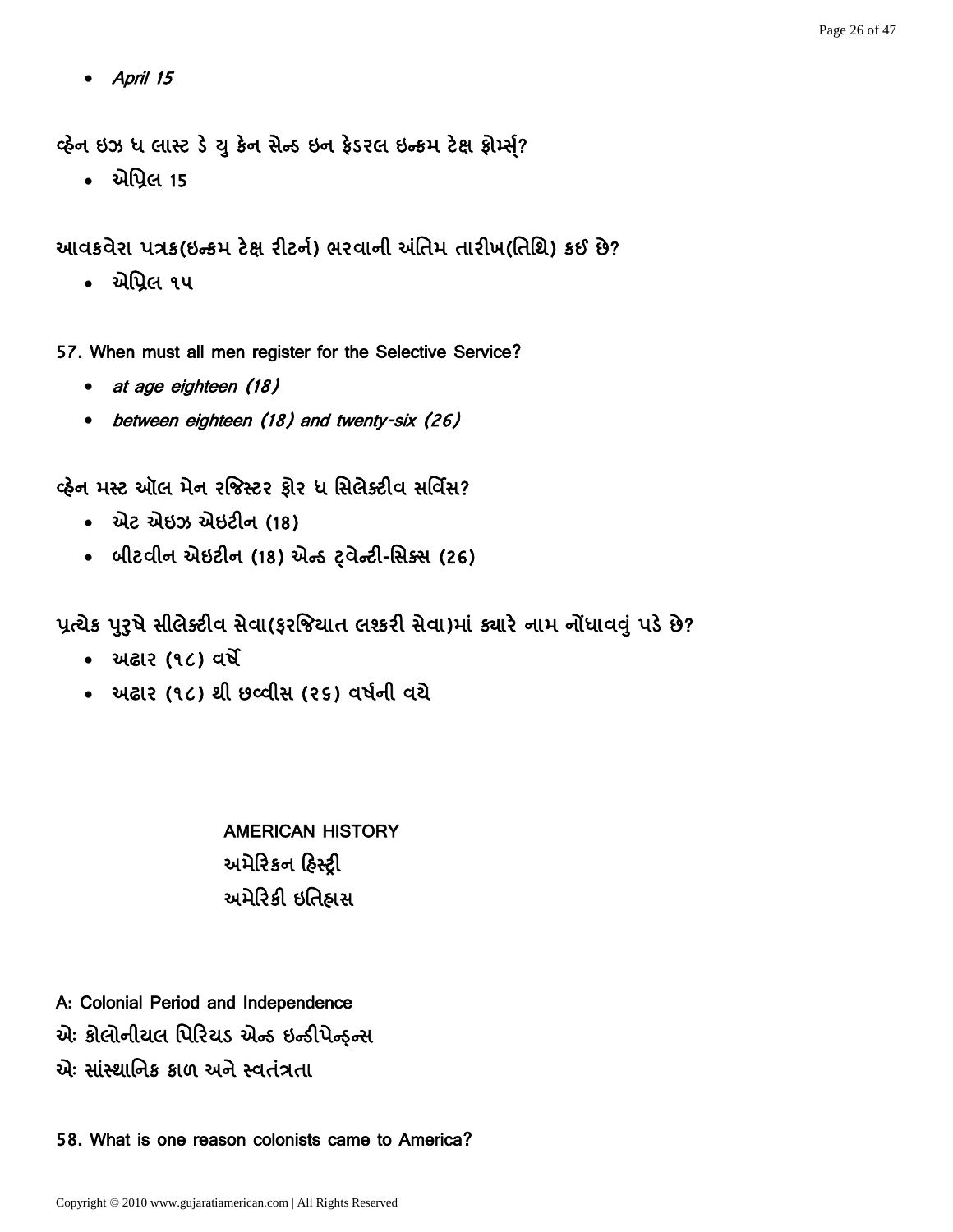- *April 15*

વ્હેન ઇઝ ધ લાસ્ટ ડે યુ કેન સેન્ડ ઇન ફેડરલ ઇન્કમ ટેક્ષ ફોર્મ્સ્?

- એપ્રિલ 15

આવકવેરા પત્રક(ઇન્કમ ટેક્ષ રીટર્ન) ભરવાની અંતિમ તારીખ(તિથિ) કઈ છે?

- એપ્રિલ ૧૫

57. When must all men register for the Selective Service?

- *at age eighteen (18)*
- *between eighteen (18) and twenty-six (26)*

વ્હેન મસ્ટ ઑલ મેન રજિસ્ટર ફોર ધ સિલેક્ટીવ સર્વિસ?

- એટ એઇઝ એઇટીન (18)
- બીટવીન એઇટીન (18) એન્ડ ટ્વેન્ટી-સિક્સ (26)

પ્રત્યેક પુરુષે સીલેક્ટીવ સેવા(ફરજિયાત લશ્કરી સેવા)માં ક્યારે નામ નોંધાવવું પડે છે?

- અઢાર (૧૮) વર્ષે
- અઢાર (૧૮) થી છવ્વીસ (૨૬) વર્ષની વચ્ચે

## AMERICAN HISTORY
## અમેરિકન હિસ્ટ્રી
## અમેરિકી ઇતિહાસ

### A: Colonial Period and Independence
### એઃ કોલોનીયલ પિરિયડ એન્ડ ઇન્ડીપેન્ડન્સ
### એઃ સાંસ્થાનિક કાળ અને સ્વતંત્રતા

58. What is one reason colonists came to America?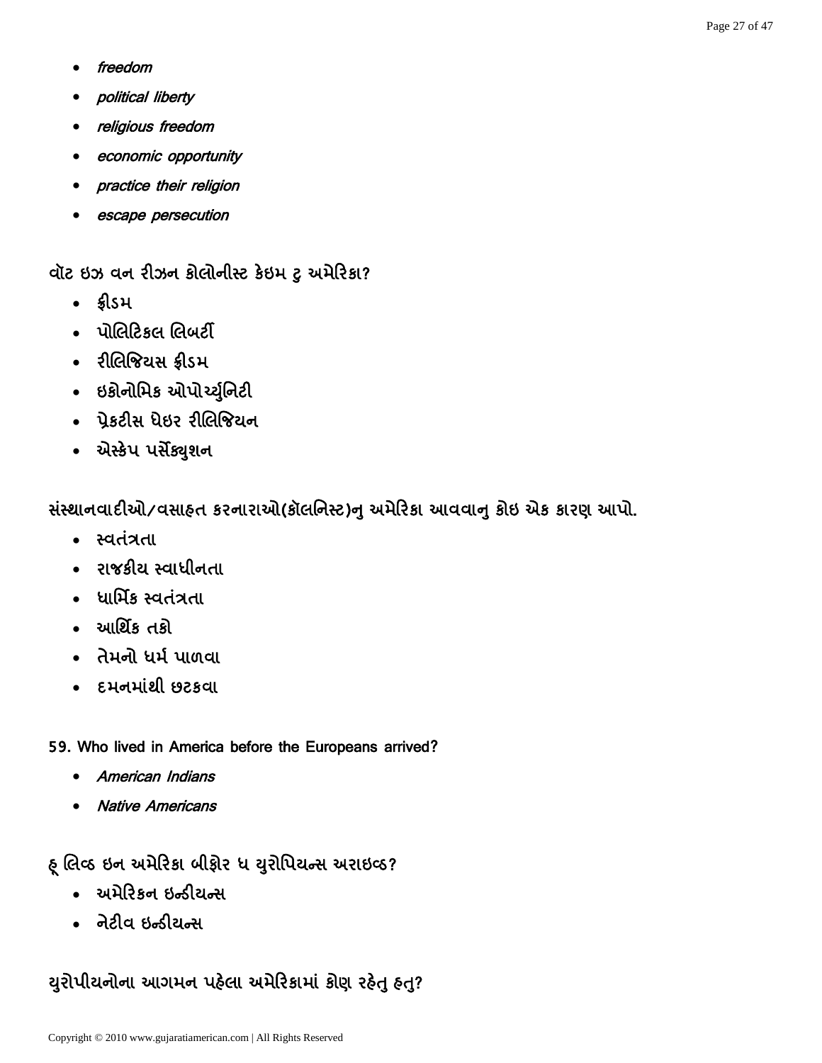- *freedom*
- *political liberty*
- *religious freedom*
- *economic opportunity*
- *practice their religion*
- *escape persecution*

**વૉટ ઇઝ વન રીઝન કોલોનીસ્ટ કેઇમ ટુ અમેરિકા?**

- ફ્રીડમ
- પોલિટિકલ લિબર્ટી
- રીલિજિયસ ફ્રીડમ
- ઇકોનોમિક ઓપોર્ચ્યુનિટી
- પ્રેકટીસ ધેઇર રીલિજિયન
- એસ્કેપ પર્સેક્યુશન

**સંસ્થાનવાદીઓ/વસાહત કરનારાઓ(કૉલનિસ્ટ)નુ અમેરિકા આવવાનુ કોઇ એક કારણ આપો.**

- સ્વતંત્રતા
- રાજકીય સ્વાધીનતા
- ધાર્મિક સ્વતંત્રતા
- આર્થિક તકો
- તેમનો ધર્મ પાળવા
- દમનમાંથી છટકવા

**59. Who lived in America before the Europeans arrived?**

- *American Indians*
- *Native Americans*

**હૂ લિવ્ઠ ઇન અમેરિકા બીફોર ધ યુરોપિયન્સ અરાઇવ્ઠ?**

- અમેરિકન ઇન્ડીયન્સ
- નેટીવ ઇન્ડીયન્સ

**યુરોપીયનોના આગમન પહેલા અમેરિકામાં કોણ રહેતુ હતુ?**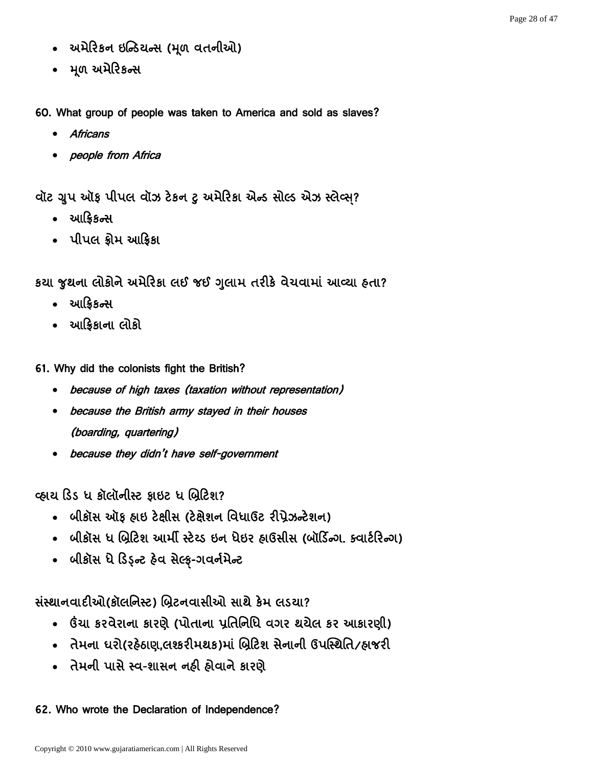- અમેરિકન ઇન્ડિયન્સ (મૂળ વતનીઓ)
- મૂળ અમેરિકન્સ

**60. What group of people was taken to America and sold as slaves?**

- *Africans*
- *people from Africa*

**વૉટ ગ્રુપ ઑફ પીપલ વૉઝ ટેકન ટુ અમેરિકા એન્ડ સોલ્ડ એઝ સ્લેવ્સ્?**

- આફ્રિકન્સ
- પીપલ ફ્રોમ આફ્રિકા

**કયા જુથના લોકોને અમેરિકા લઈ જઈ ગુલામ તરીકે વેચવામાં આવ્યા હતા?**

- આફ્રિકન્સ
- આફ્રિકાના લોકો

**61. Why did the colonists fight the British?**

- *because of high taxes (taxation without representation)*
- *because the British army stayed in their houses (boarding, quartering)*
- *because they didn't have self-government*

**વ્હાય ડિડ ધ કૉલૉનીસ્ટ ફાઇટ ધ બ્રિટિશ?**

- બીકૉસ ઑફ હાઇ ટેક્ષીસ (ટેક્ષેશન વિધાઉટ રીપ્રેઝન્ટેશન)
- બીકૉસ ધ બ્રિટિશ આર્મી સ્ટેય્ડ ઇન ધેઇર હાઉસીસ (બૉર્ડિન્ગ. ક્વાર્ટરિન્ગ)
- બીકૉસ ધે ડિડ્ન્ટ હેવ સેલ્ફ્-ગવર્નમેન્ટ

**સંસ્થાનવાદીઓ(કૉલનિસ્ટ) બ્રિટનવાસીઓ સાથે કેમ લડયા?**

- ઉંચા કરવેરાના કારણે (પોતાના પ્રતિનિધિ વગર થયેલ કર આકારણી)
- તેમના ઘરો(રહેઠાણ,લશ્કરીમથક)માં બ્રિટિશ સેનાની ઉપસ્થિતિ/હાજરી
- તેમની પાસે સ્વ-શાસન નહી હોવાને કારણે

**62. Who wrote the Declaration of Independence?**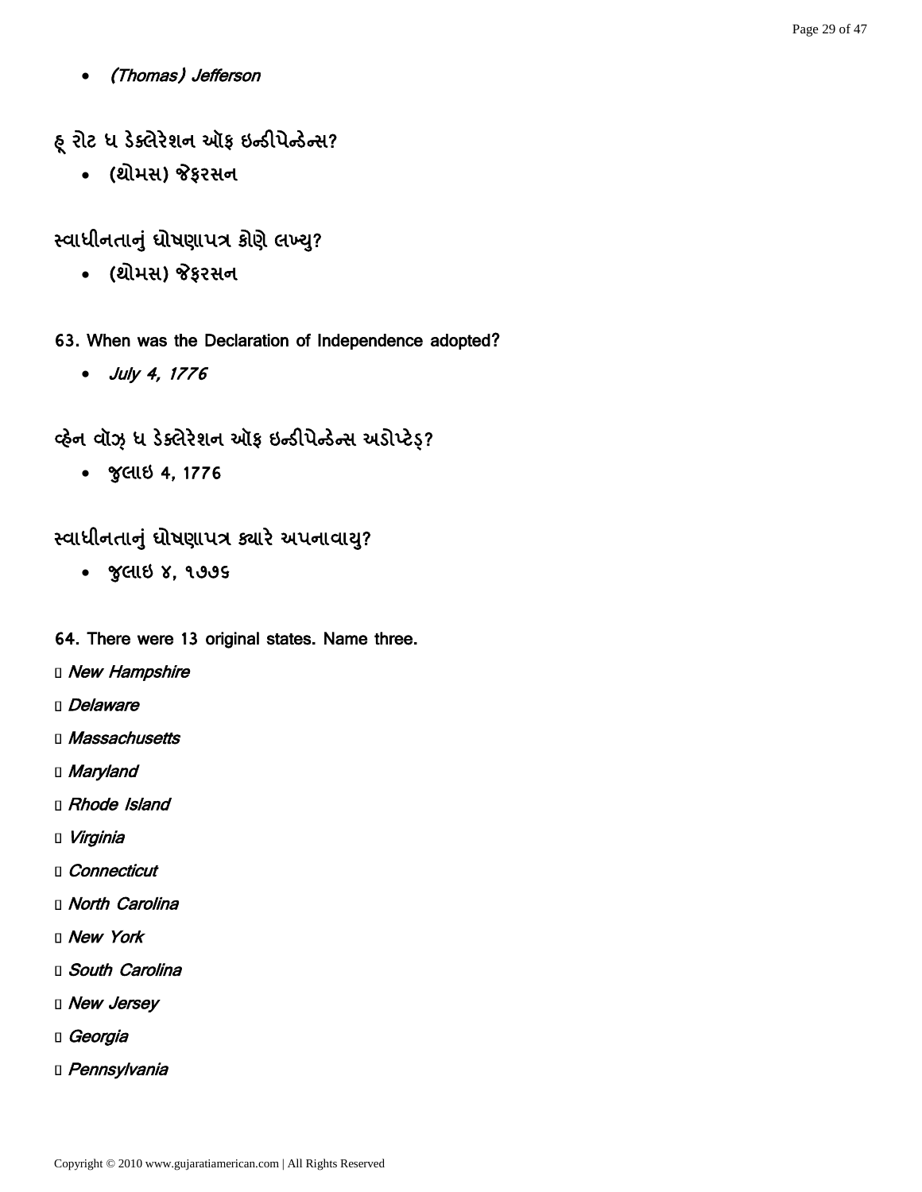- *(Thomas) Jefferson*

**હૂ રોટ ધ ડેક્લેરેશન ઑફ ઇન્ડીપેન્ડેન્સ?**

- (થોમસ) જેફરસન

**સ્વાધીનતાનું ઘોષણાપત્ર કોણે લખ્યુ?**

- (થોમસ) જેફરસન

**63. When was the Declaration of Independence adopted?**

- *July 4, 1776*

**વ્હેન વૉઝ્ ધ ડેક્લેરેશન ઑફ ઇન્ડીપેન્ડેન્સ અડોપ્ટેડ્?**

- જુલાઇ 4, 1776

**સ્વાધીનતાનું ઘોષણાપત્ર ક્યારે અપનાવાયુ?**

- જુલાઇ ૪, ૧૭૭૬

**64. There were 13 original states. Name three.**

- *New Hampshire*
- *Delaware*
- *Massachusetts*
- *Maryland*
- *Rhode Island*
- *Virginia*
- *Connecticut*
- *North Carolina*
- *New York*
- *South Carolina*
- *New Jersey*
- *Georgia*
- *Pennsylvania*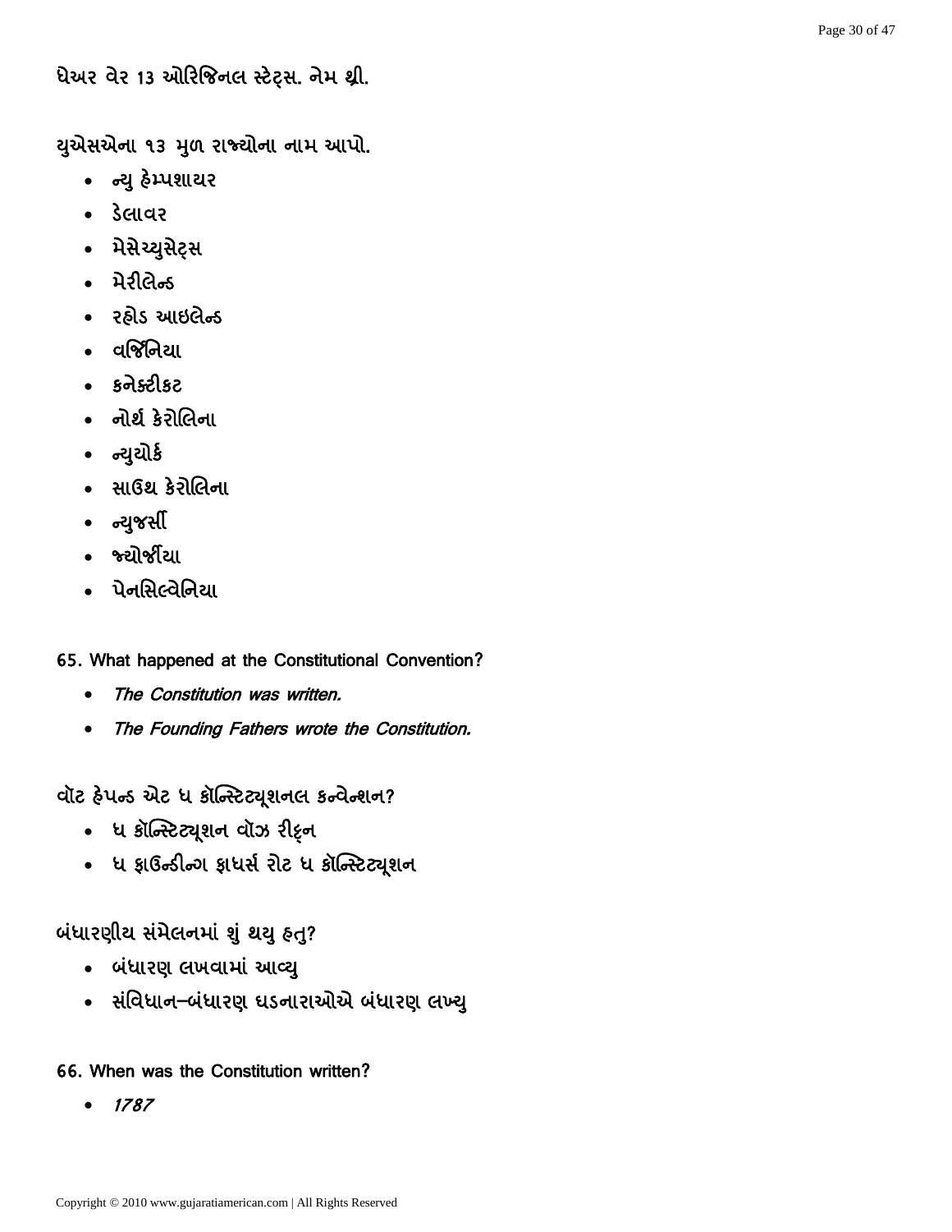**ધેઅર વેર 13 ઓરિજિનલ સ્ટેટ્સ. નેમ થ્રી.**

**યુએસએના ૧૩ મુળ રાજ્યોના નામ આપો.**

- ન્યુ હેમ્પશાયર
- ડેલાવર
- મેસેચ્યુસેટ્સ
- મેરીલેન્ડ
- રહોડ આઇલેન્ડ
- વર્જિનિયા
- કનેક્ટીકટ
- નોર્થ કેરોલિના
- ન્યુયોર્ક
- સાઉથ કેરોલિના
- ન્યુજર્સી
- જ્યોર્જીયા
- પેનસિલ્વેનિયા

**65. What happened at the Constitutional Convention?**

- *The Constitution was written.*
- *The Founding Fathers wrote the Constitution.*

**વૉટ હેપન્ડ એટ ધ કૉન્સ્ટિટ્યૂશનલ કન્વેન્શન?**

- ધ કૉન્સ્ટિટ્યૂશન વૉઝ રીટ્ન
- ધ ફાઉન્ડીન્ગ ફાધર્સ રોટ ધ કૉન્સ્ટિટ્યૂશન

**બંધારણીય સંમેલનમાં શું થયુ હતુ?**

- બંધારણ લખવામાં આવ્યુ
- સંવિધાન–બંધારણ ઘડનારાઓએ બંધારણ લખ્યુ

**66. When was the Constitution written?**

- *1787*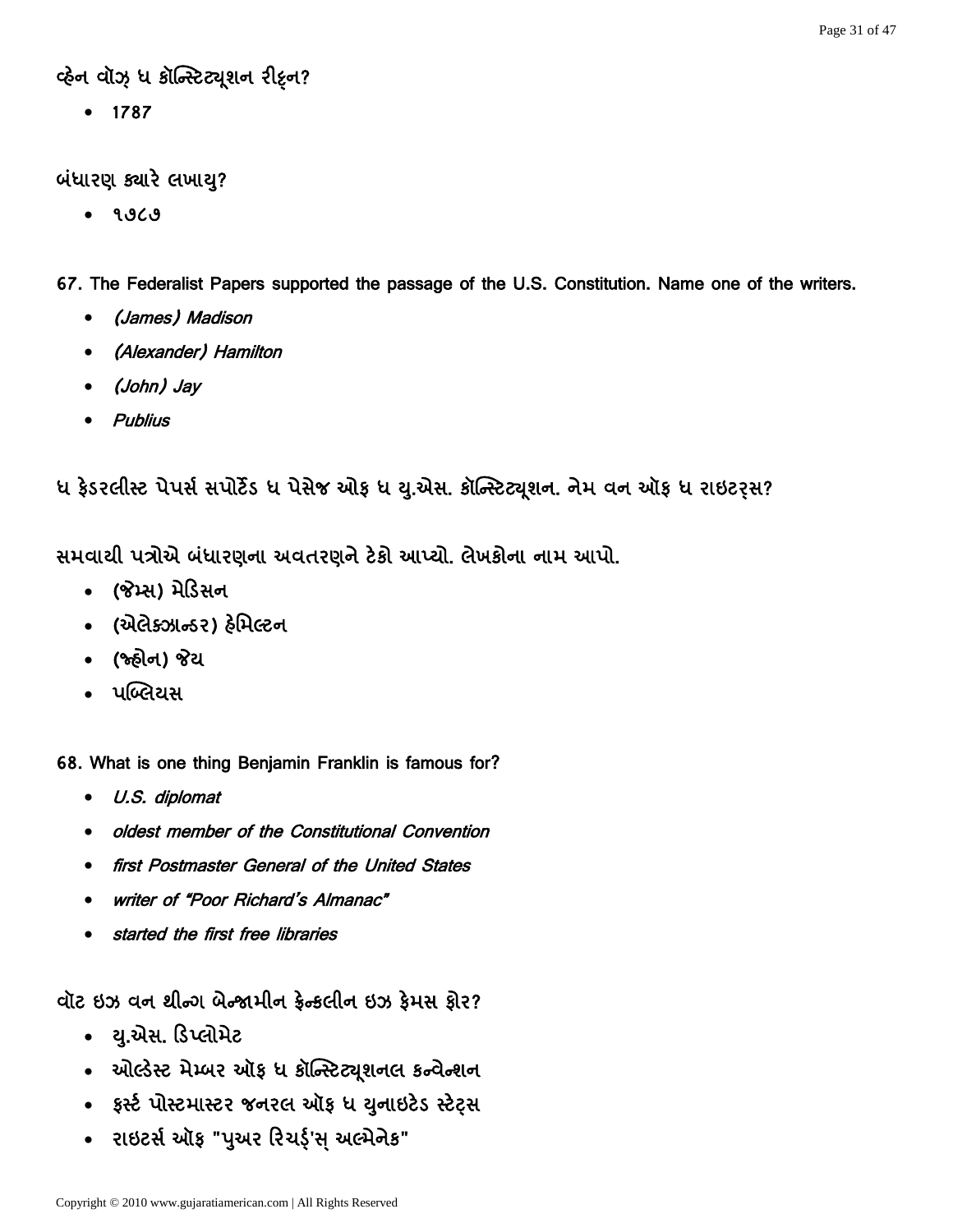વ્હેન વૉઝ ધ કૉન્સ્ટિટ્યૂશન રીટ્ન?

- 1787

બંધારણ ક્યારે લખાયુ?

- ૧૭૮૭

**67. The Federalist Papers supported the passage of the U.S. Constitution. Name one of the writers.**

- *(James) Madison*
- *(Alexander) Hamilton*
- *(John) Jay*
- *Publius*

ધ ફેડરલીસ્ટ પેપર્સ સપોર્ટેડ ધ પેસેજ ઓફ ધ યુ.એસ. કૉન્સ્ટિટ્યૂશન. નેમ વન ઑફ ધ રાઇટર્સ?

સમવાયી પત્રોએ બંધારણના અવતરણને ટેકો આપ્યો. લેખકોના નામ આપો.

- (જેમ્સ) મેડિસન
- (એલેક્ઝાન્ડર) હેમિલ્ટન
- (જ્હોન) જેય
- પબ્લિયસ

**68. What is one thing Benjamin Franklin is famous for?**

- *U.S. diplomat*
- *oldest member of the Constitutional Convention*
- *first Postmaster General of the United States*
- *writer of "Poor Richard's Almanac"*
- *started the first free libraries*

વૉટ ઇઝ વન થીન્ગ બેન્જામીન ફ્રેન્કલીન ઇઝ ફેમસ ફોર?

- યુ.એસ. ડિપ્લોમેટ
- ઓલ્ડેસ્ટ મેમ્બર ઑફ ધ કૉન્સ્ટિટ્યૂશનલ કન્વેન્શન
- ફર્સ્ટ પોસ્ટમાસ્ટર જનરલ ઑફ ધ યુનાઇટેડ સ્ટેટ્સ
- રાઇટર્સ ઑફ "પુઅર રિચર્ડ'સ્ અલ્મેનેક"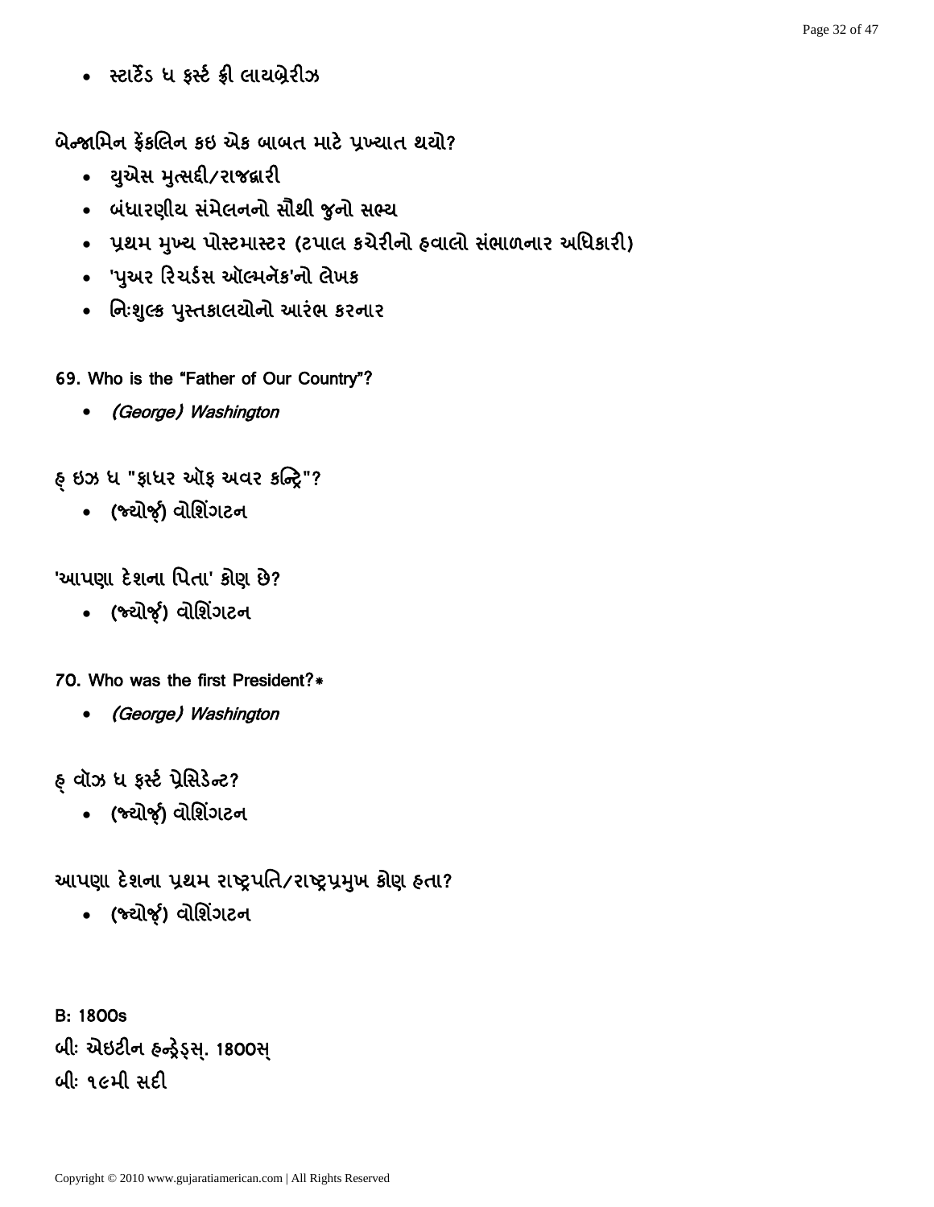- સ્ટાર્ટેડ ધ ફર્સ્ટ ફ્રી લાયબ્રેરીઝ

બેન્જામિન ફ્રેંકલિન કઇ એક બાબત માટે પ્રખ્યાત થયો?

- યુએસ મુત્સદ્દી/રાજદ્વારી
- બંધારણીય સંમેલનનો સૌથી જુનો સભ્ય
- પ્રથમ મુખ્ય પોસ્ટમાસ્ટર (ટપાલ કચેરીનો હવાલો સંભાળનાર અધિકારી)
- 'પુઅર રિચર્ડસ ઑલ્મનેક'નો લેખક
- નિઃશુલ્ક પુસ્તકાલયોનો આરંભ કરનાર

69. Who is the "Father of Our Country"?

- *(George) Washington*

હૂ ઇઝ ધ "ફાધર ઓફ અવર કન્ટ્રિ"?

- (જ્યોર્જ) વોશિંગટન

'આપણા દેશના પિતા' કોણ છે?

- (જ્યોર્જ) વોશિંગટન

70. Who was the first President?*

- *(George) Washington*

હૂ વૉઝ ધ ફર્સ્ટ પ્રેસિડેન્ટ?

- (જ્યોર્જ) વોશિંગટન

આપણા દેશના પ્રથમ રાષ્ટ્રપતિ/રાષ્ટ્રપ્રમુખ કોણ હતા?

- (જ્યોર્જ) વોશિંગટન

**B: 1800s**

**બીઃ એઇટીન હન્ડ્રેડ્સ. 1800સ્**

**બીઃ ૧૯મી સદી**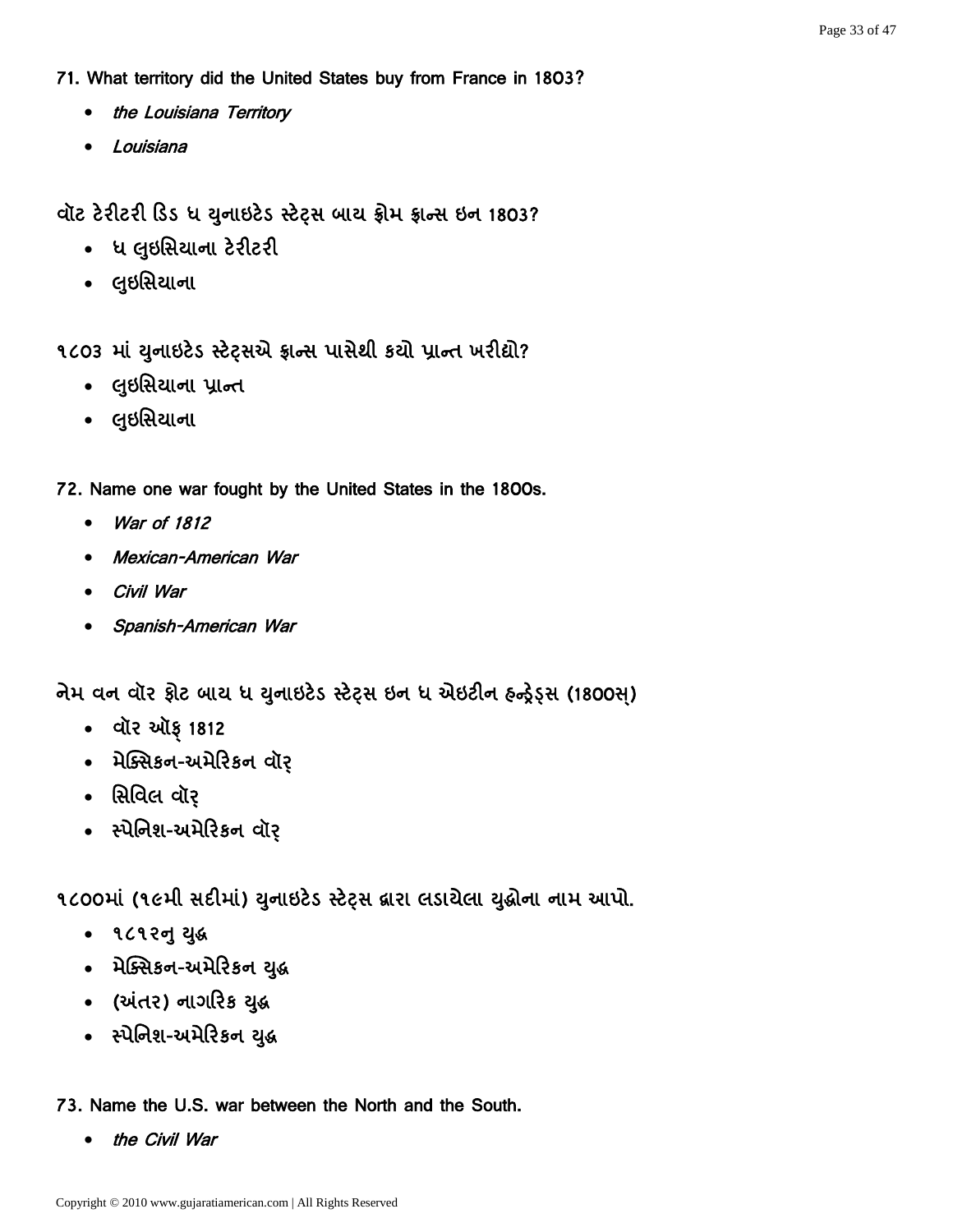**71. What territory did the United States buy from France in 1803?**

- *the Louisiana Territory*
- *Louisiana*

**વૉટ ટેરીટરી ડિડ ધ યુનાઇટેડ સ્ટેટ્સ બાય ફ્રોમ ફ્રાન્સ ઇન 1803?**

- ધ લુઇસિયાના ટેરીટરી
- લુઇસિયાના

**૧૮૦૩ માં યુનાઇટેડ સ્ટેટ્સએ ફ્રાન્સ પાસેથી કયો પ્રાન્ત ખરીદ્યો?**

- લુઇસિયાના પ્રાન્ત
- લુઇસિયાના

**72. Name one war fought by the United States in the 1800s.**

- *War of 1812*
- *Mexican-American War*
- *Civil War*
- *Spanish-American War*

**નેમ વન વૉર ફોટ બાય ધ યુનાઇટેડ સ્ટેટ્સ ઇન ધ એઇટીન હન્ડ્રેડ્સ (1800સ્)**

- વૉર ઑફ્ 1812
- મેક્સિકન-અમેરિકન વૉર્
- સિવિલ વૉર્
- સ્પેનિશ-અમેરિકન વૉર્

**૧૮૦૦માં (૧૯મી સદીમાં) યુનાઇટેડ સ્ટેટ્સ દ્વારા લડાયેલા યુદ્ધોના નામ આપો.**

- ૧૮૧૨નુ યુદ્ધ
- મેક્સિકન-અમેરિકન યુદ્ધ
- (અંતર) નાગરિક યુદ્ધ
- સ્પેનિશ-અમેરિકન યુદ્ધ

**73. Name the U.S. war between the North and the South.**

- *the Civil War*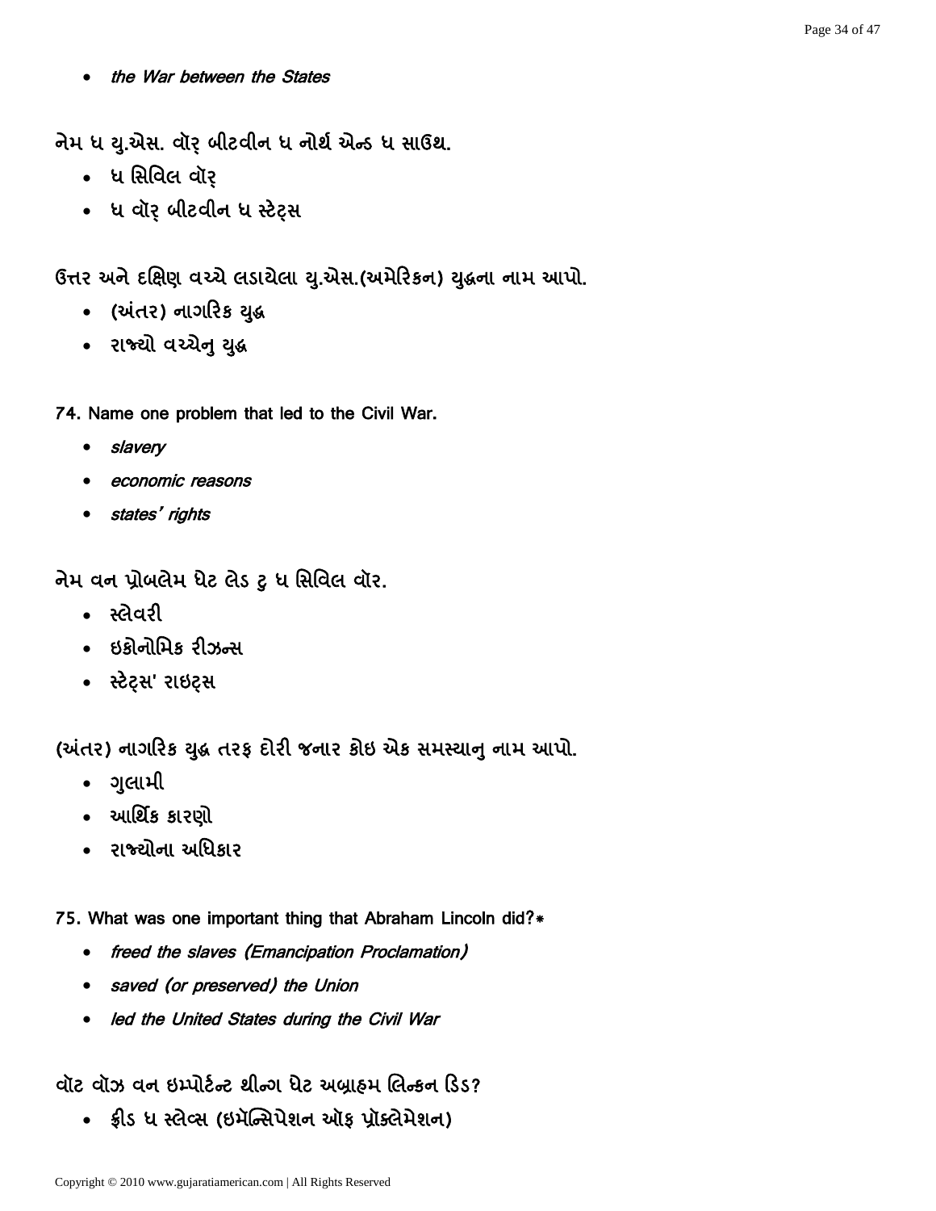- *the War between the States*

નેમ ધ યુ.એસ. વૉર્ બીટવીન ધ નોર્થ એન્ડ ધ સાઉથ.

- ધ સિવિલ વૉર્
- ધ વૉર્ બીટવીન ધ સ્ટેટ્સ

ઉત્તર અને દક્ષિણ વચ્ચે લડાયેલા યુ.એસ.(અમેરિકન) યુદ્ધના નામ આપો.

- (અંતર) નાગરિક યુદ્ધ
- રાજ્યો વચ્ચેનુ યુદ્ધ

74. Name one problem that led to the Civil War.

- *slavery*
- *economic reasons*
- *states' rights*

નેમ વન પ્રોબલેમ ધેટ લેડ ટુ ધ સિવિલ વૉર.

- સ્લેવરી
- ઇકોનોમિક રીઝન્સ
- સ્ટેટ્સ' રાઇટ્સ

(અંતર) નાગરિક યુદ્ધ તરફ દોરી જનાર કોઇ એક સમસ્યાનુ નામ આપો.

- ગુલામી
- આર્થિક કારણો
- રાજ્યોના અધિકાર

75. What was one important thing that Abraham Lincoln did?*

- *freed the slaves (Emancipation Proclamation)*
- *saved (or preserved) the Union*
- *led the United States during the Civil War*

વૉટ વૉઝ વન ઇમ્પોર્ટન્ટ થીન્ગ ધેટ અબ્રાહમ લિન્કન ડિડ?

- ફ્રીડ ધ સ્લેવ્સ (ઇમેન્સિપેશન ઑફ પ્રોક્લેમેશન)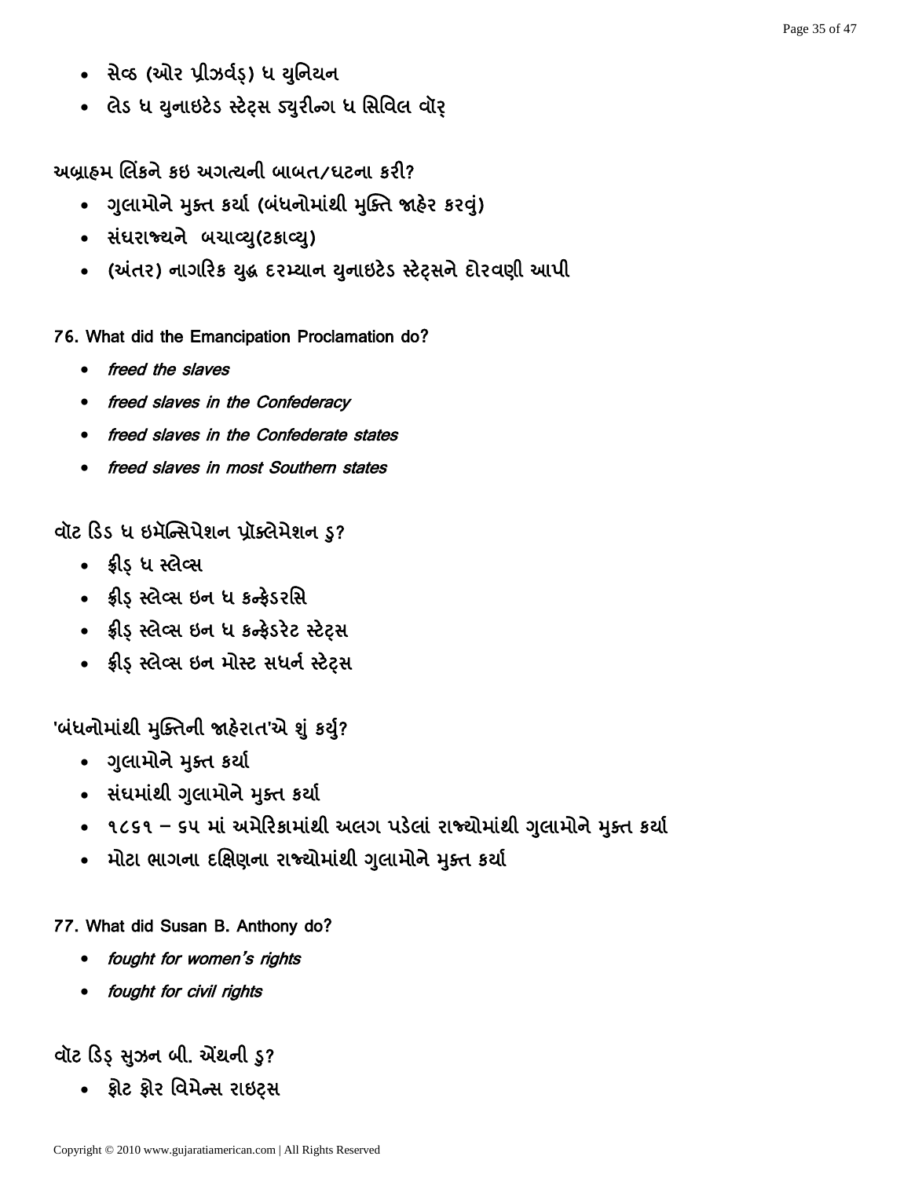- સેવ્ડ (ઓર પ્રીઝર્વ્ડ) ધ યુનિયન
- લેડ ધ યુનાઇટેડ સ્ટેટ્સ ડ્યુરીન્ગ ધ સિવિલ વૉર્

અબ્રાહમ લિંકને કઇ અગત્યની બાબત/ઘટના કરી?

- ગુલામોને મુક્ત કર્યા (બંધનોમાંથી મુક્તિ જાહેર કરવું)
- સંઘરાજ્યને બચાવ્યુ(ટકાવ્યુ)
- (અંતર) નાગરિક યુદ્ધ દરમ્યાન યુનાઇટેડ સ્ટેટ્સને દોરવણી આપી

76. What did the Emancipation Proclamation do?

- *freed the slaves*
- *freed slaves in the Confederacy*
- *freed slaves in the Confederate states*
- *freed slaves in most Southern states*

વૉટ ડિડ ધ ઇમૅન્સિપેશન પ્રૉક્લેમેશન ડુ?

- ફ્રીડ્ ધ સ્લેવ્સ
- ફ્રીડ્ સ્લેવ્સ ઇન ધ કન્ફેડરસિ
- ફ્રીડ્ સ્લેવ્સ ઇન ધ કન્ફેડરેટ સ્ટેટ્સ
- ફ્રીડ્ સ્લેવ્સ ઇન મોસ્ટ સધર્ન સ્ટેટ્સ

'બંધનોમાંથી મુક્તિની જાહેરાત'એ શું કર્યુ?

- ગુલામોને મુક્ત કર્યા
- સંઘમાંથી ગુલામોને મુક્ત કર્યા
- ૧૮૬૧ – ૬૫ માં અમેરિકામાંથી અલગ પડેલાં રાજ્યોમાંથી ગુલામોને મુક્ત કર્યા
- મોટા ભાગના દક્ષિણના રાજ્યોમાંથી ગુલામોને મુક્ત કર્યા

77. What did Susan B. Anthony do?

- *fought for women's rights*
- *fought for civil rights*

વૉટ ડિડ્ સુઝન બી. ઍંથની ડુ?

- ફોટ ફોર વિમેન્સ રાઇટ્સ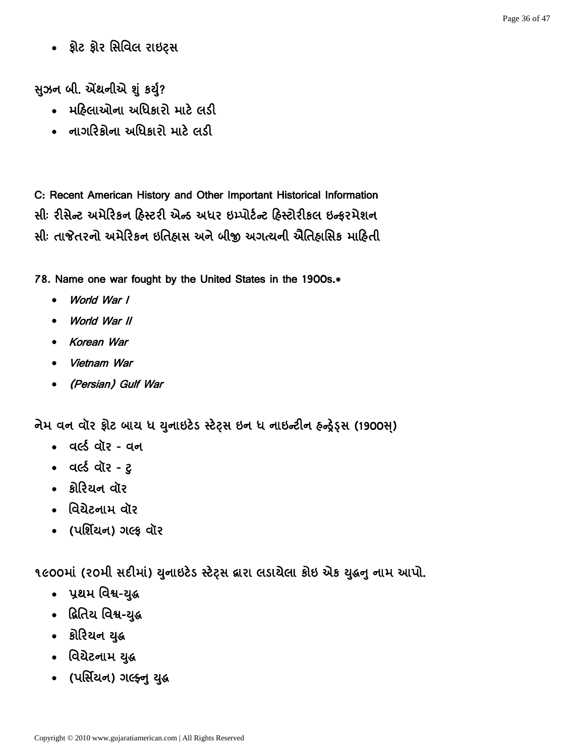- ફોટ ફોર સિવિલ રાઇટ્સ

સુઝન બી. ઍંથનીએ શું કર્યું?

- મહિલાઓના અધિકારો માટે લડી
- નાગરિકોના અધિકારો માટે લડી

## C: Recent American History and Other Important Historical Information

## સીઃ રીસેન્ટ અમેરિકન હિસ્ટરી એન્ડ અધર ઇમ્પોર્ટન્ટ હિસ્ટોરીકલ ઇન્ફરમેશન

## સીઃ તાજેતરનો અમેરિકન ઇતિહાસ અને બીજી અગત્યની ઐતિહાસિક માહિતી

**78. Name one war fought by the United States in the 1900s.***

- *World War I*
- *World War II*
- *Korean War*
- *Vietnam War*
- *(Persian) Gulf War*

**નેમ વન વૉર ફોટ બાય ધ યુનાઇટેડ સ્ટેટ્સ ઇન ધ નાઇન્ટીન હન્ડ્રેડ્સ (1900સ્)**

- વર્લ્ડ વૉર - વન
- વર્લ્ડ વૉર - ટુ
- કોરિયન વૉર
- વિયેટનામ વૉર
- (પર્શિયન) ગલ્ફ વૉર

**૧૯૦૦માં (૨૦મી સદીમાં) યુનાઇટેડ સ્ટેટ્સ દ્વારા લડાયેલા કોઇ એક યુદ્ધનુ નામ આપો.**

- પ્રથમ વિશ્વ-યુદ્ધ
- દ્વિતિય વિશ્વ-યુદ્ધ
- કોરિયન યુદ્ધ
- વિયેટનામ યુદ્ધ
- (પર્સિયન) ગલ્ફનુ યુદ્ધ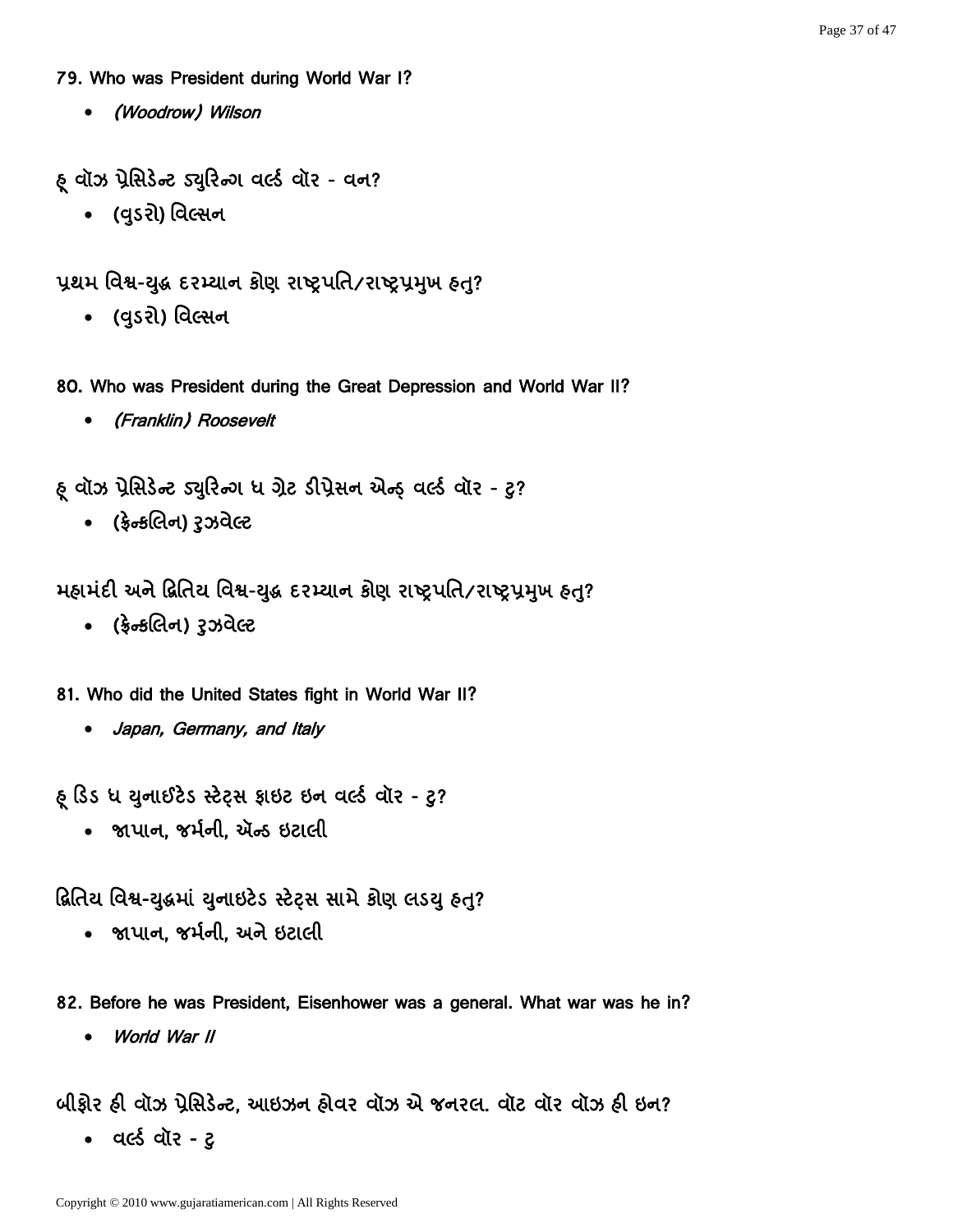**79. Who was President during World War I?**

- *(Woodrow) Wilson*

હૂ વૉઝ પ્રેસિડેન્ટ ડ્યુરિન્ગ વર્લ્ડ વૉર - વન?

- (વુડરો) વિલ્સન

પ્રથમ વિશ્વ-યુદ્ધ દરમ્યાન કોણ રાષ્ટ્રપતિ/રાષ્ટ્રપ્રમુખ હતુ?

- (વુડરો) વિલ્સન

**80. Who was President during the Great Depression and World War II?**

- *(Franklin) Roosevelt*

હૂ વૉઝ પ્રેસિડેન્ટ ડ્યુરિન્ગ ધ ગ્રેટ ડીપ્રેસન એન્ડ્ વર્લ્ડ વૉર - ટુ?

- (ફ્રેન્કલિન) રુઝવેલ્ટ

મહામંદી અને દ્વિતિય વિશ્વ-યુદ્ધ દરમ્યાન કોણ રાષ્ટ્રપતિ/રાષ્ટ્રપ્રમુખ હતુ?

- (ફ્રેન્કલિન) રુઝવેલ્ટ

**81. Who did the United States fight in World War II?**

- *Japan, Germany, and Italy*

હૂ ડિડ ધ યુનાઈટેડ સ્ટેટ્સ ફાઇટ ઇન વર્લ્ડ વૉર - ટુ?

- જાપાન, જર્મની, ઍન્ડ ઇટાલી

દ્વિતિય વિશ્વ-યુદ્ધમાં યુનાઇટેડ સ્ટેટ્સ સામે કોણ લડયુ હતુ?

- જાપાન, જર્મની, અને ઇટાલી

**82. Before he was President, Eisenhower was a general. What war was he in?**

- *World War II*

બીફોર હી વૉઝ પ્રેસિડેન્ટ, આઇઝન હોવર વૉઝ એ જનરલ. વૉટ વૉર વૉઝ હી ઇન?

- વર્લ્ડ વૉર - ટુ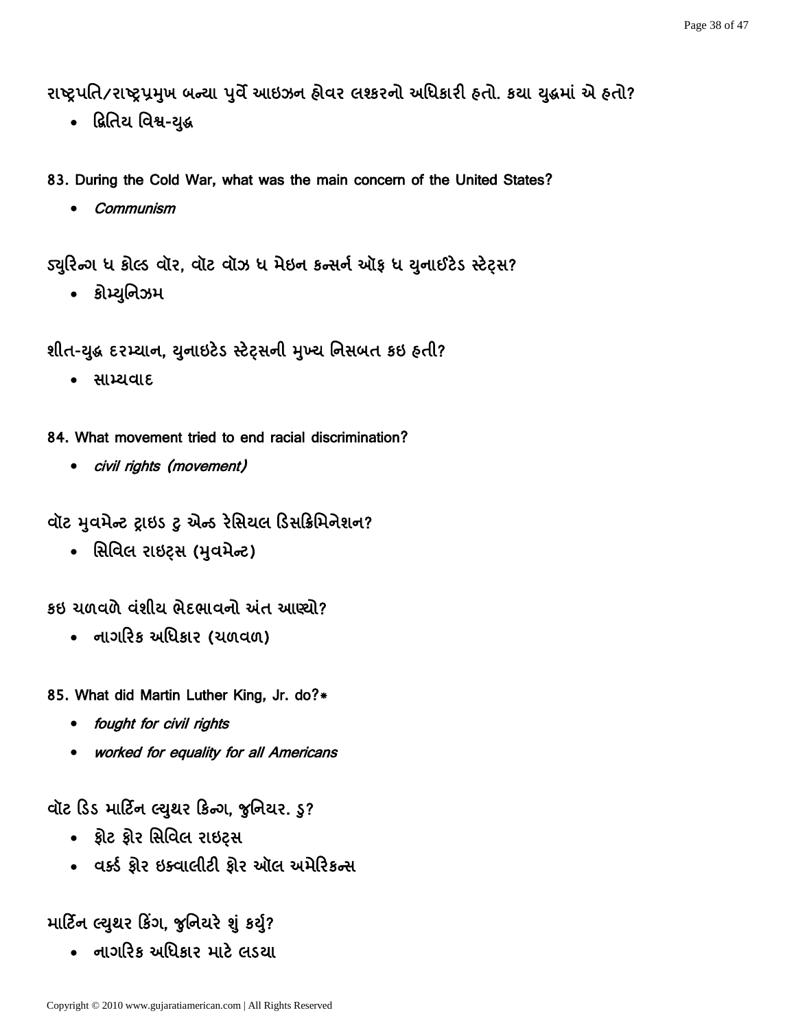રાષ્ટ્રપતિ/રાષ્ટ્રપ્રમુખ બન્યા પુર્વે આઇઝન હોવર લશ્કરનો અધિકારી હતો. કયા યુદ્ધમાં એ હતો?

- દ્વિતિય વિશ્વ-યુદ્ધ

83. During the Cold War, what was the main concern of the United States?

- *Communism*

ડ્યુરિન્ગ ધ કોલ્ડ વૉર, વૉટ વૉઝ ધ મેઇન કન્સર્ન ઑફ ધ યુનાઈટેડ સ્ટેટ્સ?

- કોમ્યુનિઝમ

શીત-યુદ્ધ દરમ્યાન, યુનાઇટેડ સ્ટેટ્સની મુખ્ય નિસબત કઇ હતી?

- સામ્યવાદ

84. What movement tried to end racial discrimination?

- *civil rights (movement)*

વૉટ મુવમેન્ટ ટ્રાઇડ ટુ એન્ડ રેસિયલ ડિસક્રિમિનેશન?

- સિવિલ રાઇટ્સ (મુવમેન્ટ)

કઇ ચળવળે વંશીય ભેદભાવનો અંત આણ્યો?

- નાગરિક અધિકાર (ચળવળ)

85. What did Martin Luther King, Jr. do?*

- *fought for civil rights*
- *worked for equality for all Americans*

વૉટ ડિડ માર્ટિન લ્યુથર કિન્ગ, જુનિયર. ડુ?

- ફોટ ફોર સિવિલ રાઇટ્સ
- વર્કડ ફોર ઇક્વાલીટી ફોર ઑલ અમેરિકન્સ

માર્ટિન લ્યુથર કિંગ, જુનિયરે શું કર્યુ?

- નાગરિક અધિકાર માટે લડયા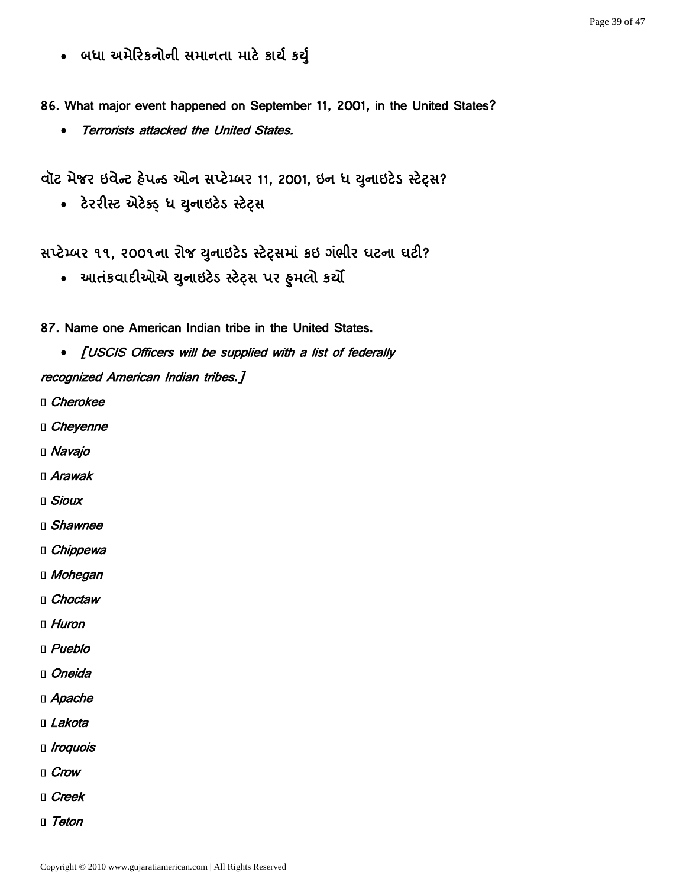- બધા અમેરિકનોની સમાનતા માટે કાર્ય કર્યુ

**86. What major event happened on September 11, 2001, in the United States?**

- *Terrorists attacked the United States.*

**વૉટ મેજર ઇવેન્ટ હેપન્ડ ઓન સપ્ટેમ્બર 11, 2001, ઇન ધ યુનાઇટેડ સ્ટેટ્સ?**

- ટેરરીસ્ટ એટેક્ડ્ ધ યુનાઇટેડ સ્ટેટ્સ

**સપ્ટેમ્બર ૧૧, ૨૦૦૧ના રોજ યુનાઇટેડ સ્ટેટ્સમાં કઇ ગંભીર ઘટના ઘટી?**

- આતંકવાદીઓએ યુનાઇટેડ સ્ટેટ્સ પર હુમલો કર્યો

**87. Name one American Indian tribe in the United States.**

- *[USCIS Officers will be supplied with a list of federally recognized American Indian tribes.]*

- *Cherokee*
- *Cheyenne*
- *Navajo*
- *Arawak*
- *Sioux*
- *Shawnee*
- *Chippewa*
- *Mohegan*
- *Choctaw*
- *Huron*
- *Pueblo*
- *Oneida*
- *Apache*
- *Lakota*
- *Iroquois*
- *Crow*
- *Creek*
- *Teton*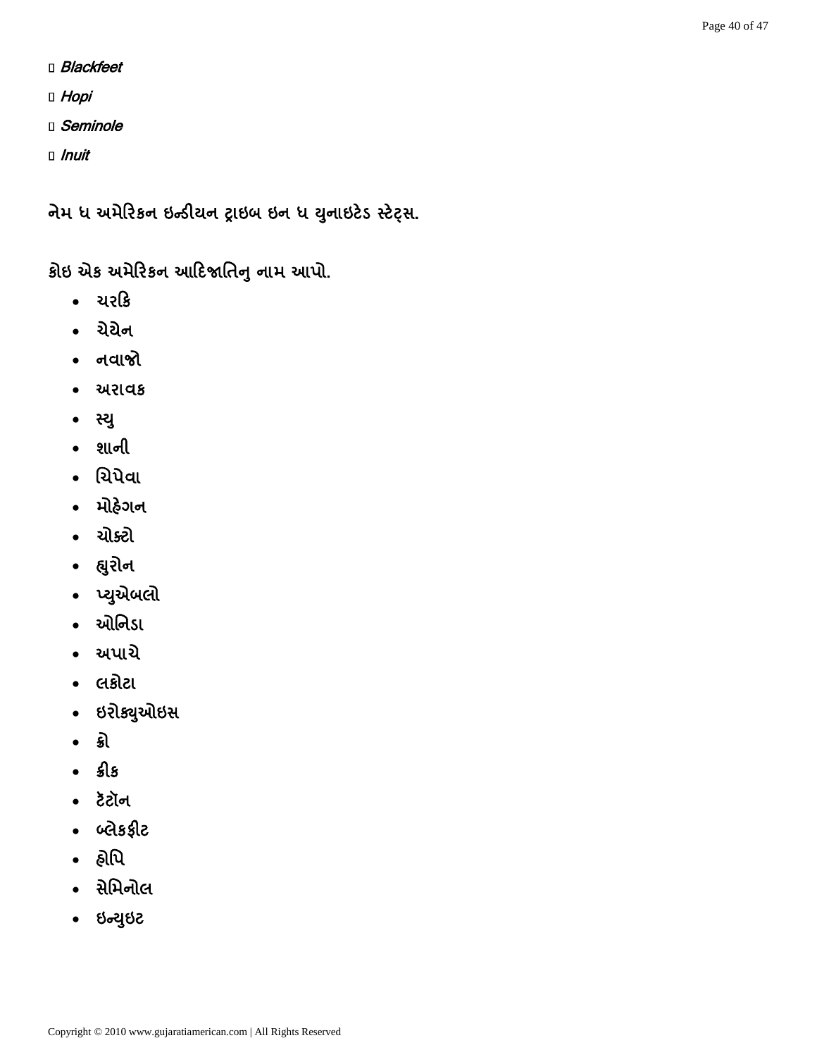- *Blackfeet*
- *Hopi*
- *Seminole*
- *Inuit*

**નેમ ધ અમેરિકન ઇન્ડીયન ટ્રાઇબ ઇન ધ યુનાઇટેડ સ્ટેટ્સ.**

**કોઇ એક અમેરિકન આદિજાતિનુ નામ આપો.**

- ચરકિ
- ચેયેન
- નવાજો
- અરાવક
- સ્યુ
- શાની
- ચિપેવા
- મોહેગન
- ચોક્ટો
- હ્યુરોન
- પ્યુએબલો
- ઓનિડા
- અપાચે
- લકોટા
- ઇરોક્યુઓઇસ
- ક્રો
- ક્રીક
- ટેટોન
- બ્લેકફીટ
- હોપિ
- સેમિનોલ
- ઇન્યુઇટ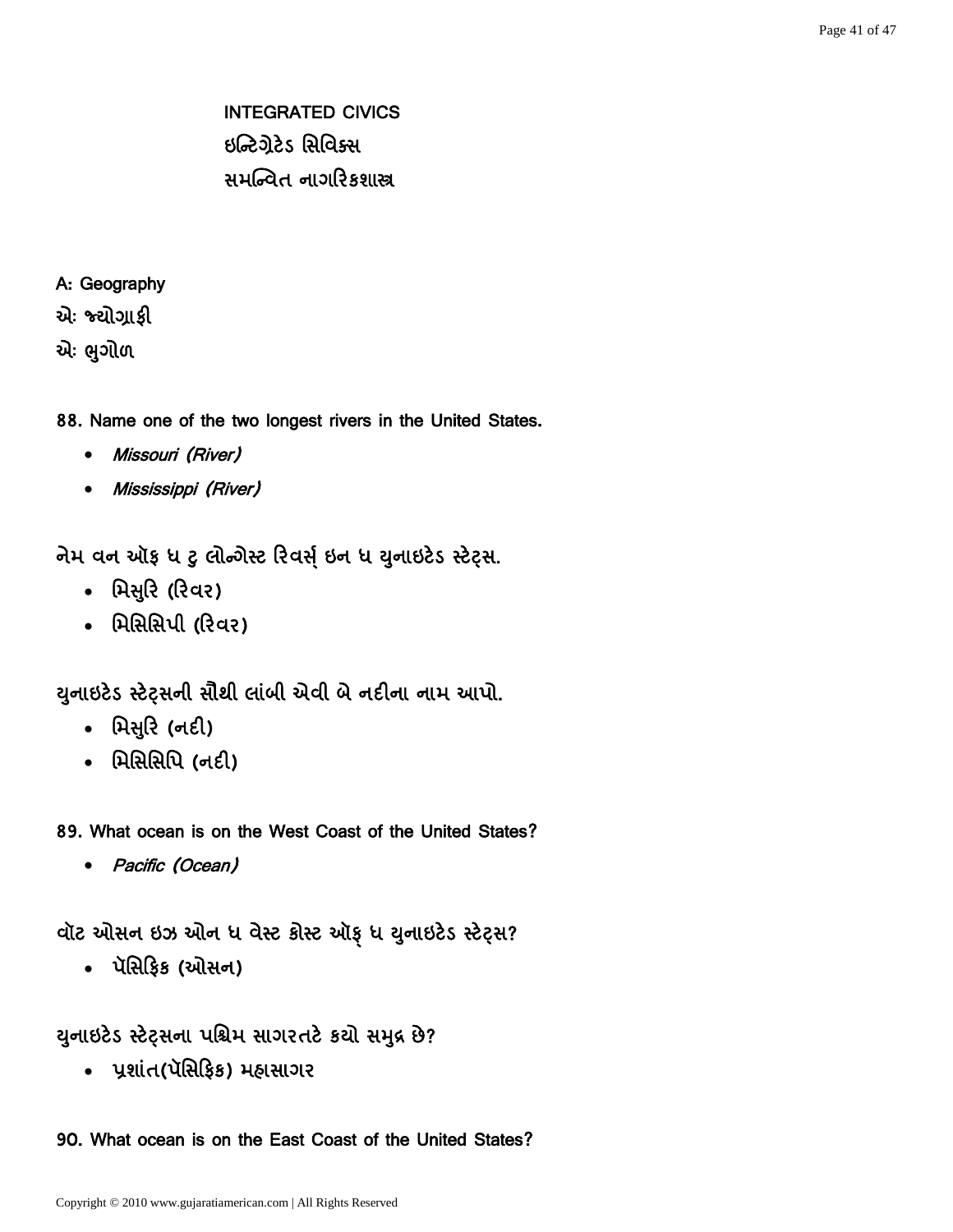## INTEGRATED CIVICS
## ઇન્ટિગ્રેટેડ સિવિક્સ
## સમન્વિત નાગરિકશાસ્ત્ર

### A: Geography
### એઃ જ્યોગ્રાફી
### એઃ ભુગોળ

**88. Name one of the two longest rivers in the United States.**

- *Missouri (River)*
- *Mississippi (River)*

**નેમ વન ઑફ ધ ટુ લોન્ગેસ્ટ રિવર્સ્ ઇન ધ યુનાઇટેડ સ્ટેટ્સ.**

- મિસુરિ (રિવર)
- મિસિસિપી (રિવર)

**યુનાઇટેડ સ્ટેટ્સની સૌથી લાંબી એવી બે નદીના નામ આપો.**

- મિસુરિ (નદી)
- મિસિસિપિ (નદી)

**89. What ocean is on the West Coast of the United States?**

- *Pacific (Ocean)*

**વૉટ ઓસન ઇઝ ઓન ધ વેસ્ટ કોસ્ટ ઑફ્ ધ યુનાઇટેડ સ્ટેટ્સ?**

- પૅસિફિક (ઓસન)

**યુનાઇટેડ સ્ટેટ્સના પશ્ચિમ સાગરતટે કયો સમુદ્ર છે?**

- પ્રશાંત(પૅસિફિક) મહાસાગર

**90. What ocean is on the East Coast of the United States?**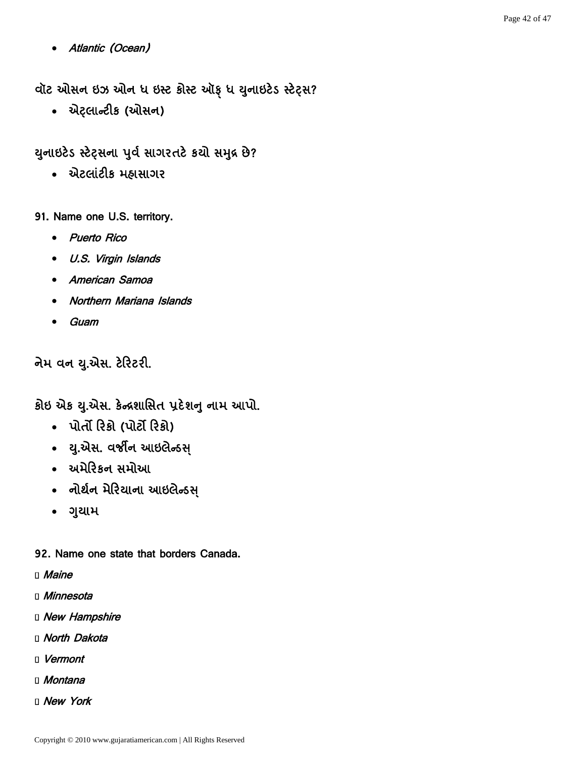- *Atlantic (Ocean)*

વૉટ ઓસન ઇઝ ઓન ધ ઇસ્ટ કોસ્ટ ઑફ્ ધ યુનાઇટેડ સ્ટેટ્સ?

- એટ્લાન્ટીક (ઓસન)

યુનાઇટેડ સ્ટેટ્સના પુર્વ સાગરતટે કયો સમુદ્ર છે?

- એટલાંટીક મહાસાગર

**91. Name one U.S. territory.**

- *Puerto Rico*
- *U.S. Virgin Islands*
- *American Samoa*
- *Northern Mariana Islands*
- *Guam*

નેમ વન યુ.એસ. ટેરિટરી.

કોઇ એક યુ.એસ. કેન્દ્રશાસિત પ્રદેશનુ નામ આપો.

- પોર્તો રિકો (પોર્ટો રિકો)
- યુ.એસ. વર્જીન આઇલેન્ડસ્
- અમેરિકન સમોઆ
- નોર્થન મેરિયાના આઇલેન્ડસ્
- ગુયામ

**92. Name one state that borders Canada.**

- *Maine*
- *Minnesota*
- *New Hampshire*
- *North Dakota*
- *Vermont*
- *Montana*
- *New York*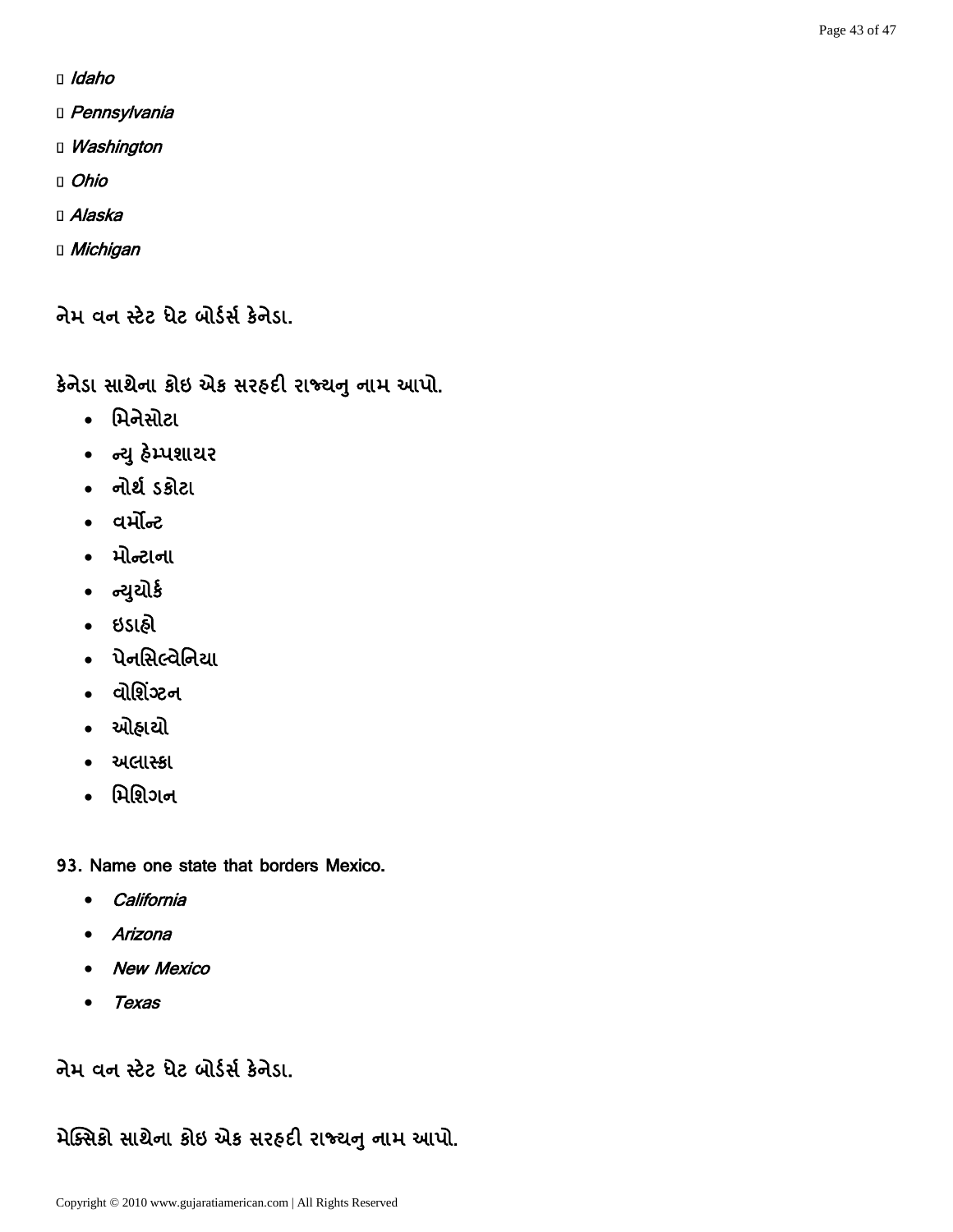- *Idaho*
- *Pennsylvania*
- *Washington*
- *Ohio*
- *Alaska*
- *Michigan*

**નેમ વન સ્ટેટ ધેટ બોર્ડર્સ કેનેડા.**

**કેનેડા સાથેના કોઇ એક સરહદી રાજ્યનુ નામ આપો.**

- મિનેસોટા
- ન્યુ હેમ્પશાયર
- નોર્થ ડકોટા
- વર્મોન્ટ
- મોન્ટાના
- ન્યુયોર્ક
- ઇડાહો
- પેનસિલ્વેનિયા
- વોશિંગ્ટન
- ઓહાયો
- અલાસ્કા
- મિશિગન

**93. Name one state that borders Mexico.**

- *California*
- *Arizona*
- *New Mexico*
- *Texas*

**નેમ વન સ્ટેટ ધેટ બોર્ડર્સ કેનેડા.**

**મેક્સિકો સાથેના કોઇ એક સરહદી રાજ્યનુ નામ આપો.**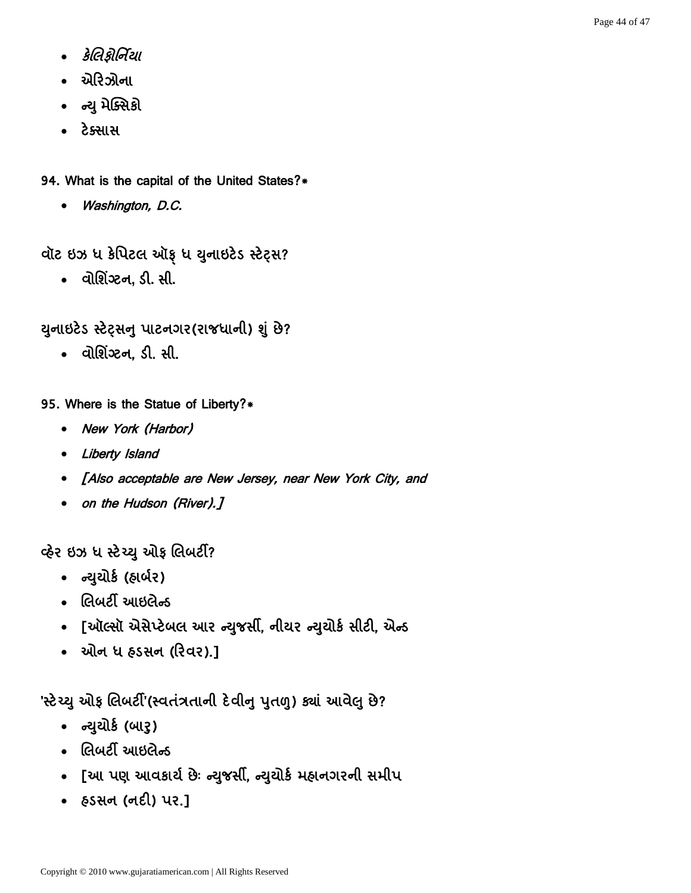- *કેલિફોર્નિયા*
- એરિઝોના
- ન્યુ મેક્સિકો
- ટેક્સાસ

**94. What is the capital of the United States?***

- *Washington, D.C.*

**વૉટ ઇઝ ધ કેપિટલ ઑફ ધ યુનાઇટેડ સ્ટેટ્સ?**

- વોશિંગ્ટન, ડી. સી.

**યુનાઇટેડ સ્ટેટ્સનુ પાટનગર(રાજધાની) શું છે?**

- વોશિંગ્ટન, ડી. સી.

**95. Where is the Statue of Liberty?***

- *New York (Harbor)*
- *Liberty Island*
- *[Also acceptable are New Jersey, near New York City, and*
- *on the Hudson (River).]*

**વ્હેર ઇઝ ધ સ્ટેચ્યુ ઓફ લિબર્ટી?**

- ન્યુયોર્ક (હાર્બર)
- લિબર્ટી આઇલેન્ડ
- [ઑલ્સો એસેપ્ટેબલ આર ન્યુજર્સી, નીયર ન્યુયોર્ક સીટી, એન્ડ
- ઓન ધ હડસન (રિવર).]

**'સ્ટેચ્યુ ઓફ લિબર્ટી'(સ્વતંત્રતાની દેવીનુ પુતળુ) ક્યાં આવેલુ છે?**

- ન્યુયોર્ક (બારુ)
- લિબર્ટી આઇલેન્ડ
- [આ પણ આવકાર્ય છેઃ ન્યુજર્સી, ન્યુયોર્ક મહાનગરની સમીપ
- હડસન (નદી) પર.]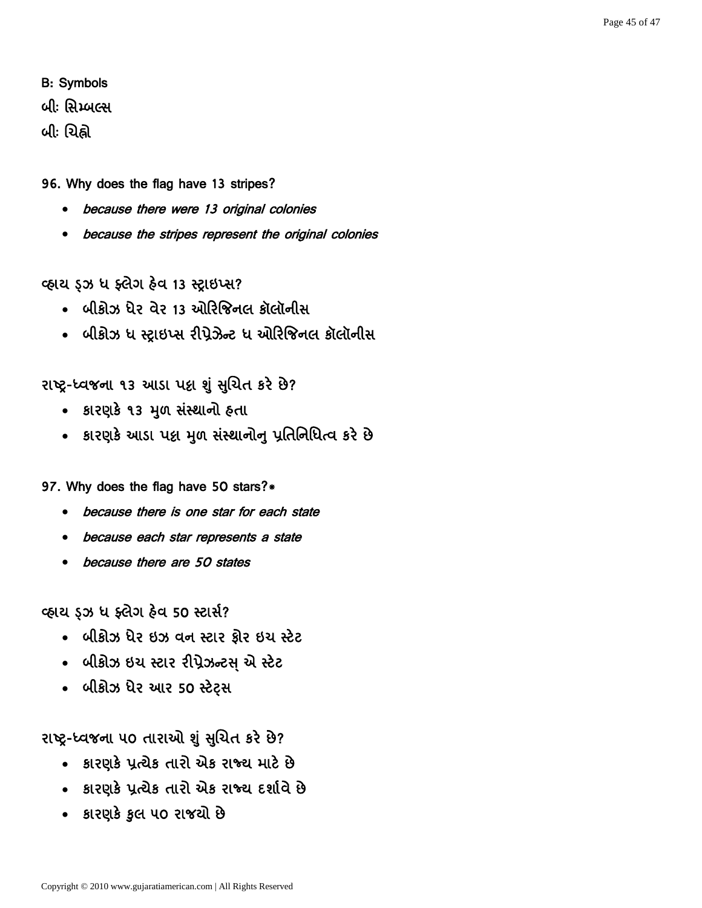**B: Symbols**

**બીઃ સિમ્બલ્સ**

**બીઃ ચિહ્નો**

**96. Why does the flag have 13 stripes?**

- *because there were 13 original colonies*
- *because the stripes represent the original colonies*

વ્હાય ડ્ઝ ધ ફ્લેગ હેવ 13 સ્ટ્રાઇપ્સ?

- બીકોઝ ધેર વેર 13 ઓરિજિનલ કૉલોનીસ
- બીકોઝ ધ સ્ટ્રાઇપ્સ રીપ્રેઝેન્ટ ધ ઓરિજિનલ કૉલોનીસ

રાષ્ટ્ર-ધ્વજના ૧૩ આડા પટ્ટા શું સુચિત કરે છે?

- કારણકે ૧૩ મુળ સંસ્થાનો હતા
- કારણકે આડા પટ્ટા મુળ સંસ્થાનોનુ પ્રતિનિધિત્વ કરે છે

**97. Why does the flag have 50 stars?***

- *because there is one star for each state*
- *because each star represents a state*
- *because there are 50 states*

વ્હાય ડ્ઝ ધ ફ્લેગ હેવ 50 સ્ટાર્સ?

- બીકોઝ ધેર ઇઝ વન સ્ટાર ફોર ઇચ સ્ટેટ
- બીકોઝ ઇચ સ્ટાર રીપ્રેઝન્ટસ્ એ સ્ટેટ
- બીકોઝ ધેર આર 50 સ્ટેટ્સ

રાષ્ટ્ર-ધ્વજના ૫૦ તારાઓ શું સુચિત કરે છે?

- કારણકે પ્રત્યેક તારો એક રાજ્ય માટે છે
- કારણકે પ્રત્યેક તારો એક રાજ્ય દર્શાવે છે
- કારણકે કુલ ૫૦ રાજયો છે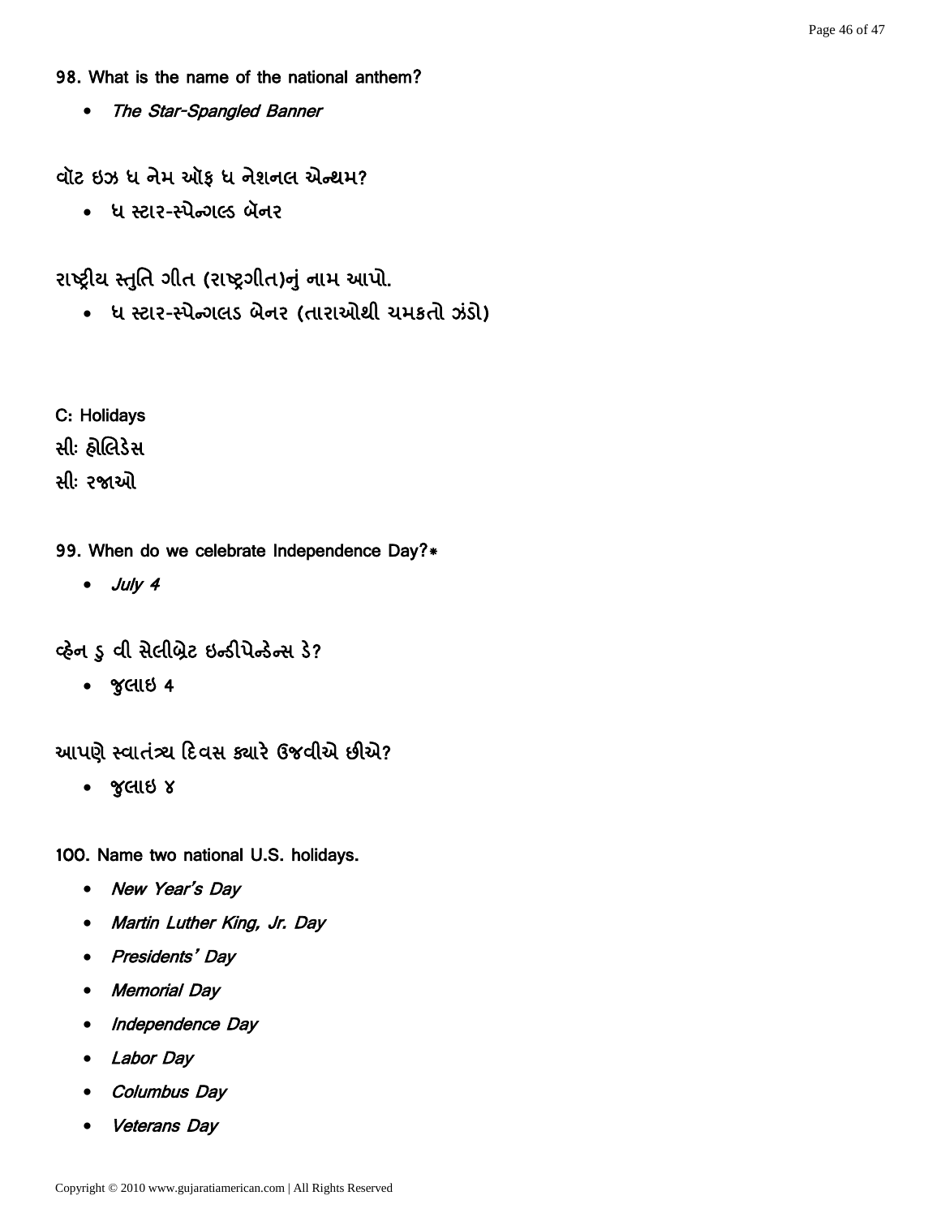**98. What is the name of the national anthem?**

- *The Star-Spangled Banner*

**વૉટ ઇઝ ધ નેમ ઑફ ધ નેશનલ એન્થમ?**

- ધ સ્ટાર-સ્પેન્ગલ્ડ બૅનર

**રાષ્ટ્રીય સ્તુતિ ગીત (રાષ્ટ્રગીત)નું નામ આપો.**

- ધ સ્ટાર-સ્પેન્ગલડ બેનર (તારાઓથી ચમકતો ઝંડો)

**C: Holidays**

**સીઃ હોલિડેસ**

**સીઃ રજાઓ**

**99. When do we celebrate Independence Day?***

- *July 4*

**વ્હેન ડુ વી સેલીબ્રેટ ઇન્ડીપેન્ડેન્સ ડે?**

- જુલાઇ 4

**આપણે સ્વાતંત્ર્ય દિવસ ક્યારે ઉજવીએ છીએ?**

- જુલાઇ ૪

**100. Name two national U.S. holidays.**

- *New Year's Day*
- *Martin Luther King, Jr. Day*
- *Presidents' Day*
- *Memorial Day*
- *Independence Day*
- *Labor Day*
- *Columbus Day*
- *Veterans Day*

Copyright © 2010 www.gujaratiamerican.com | All Rights Reserved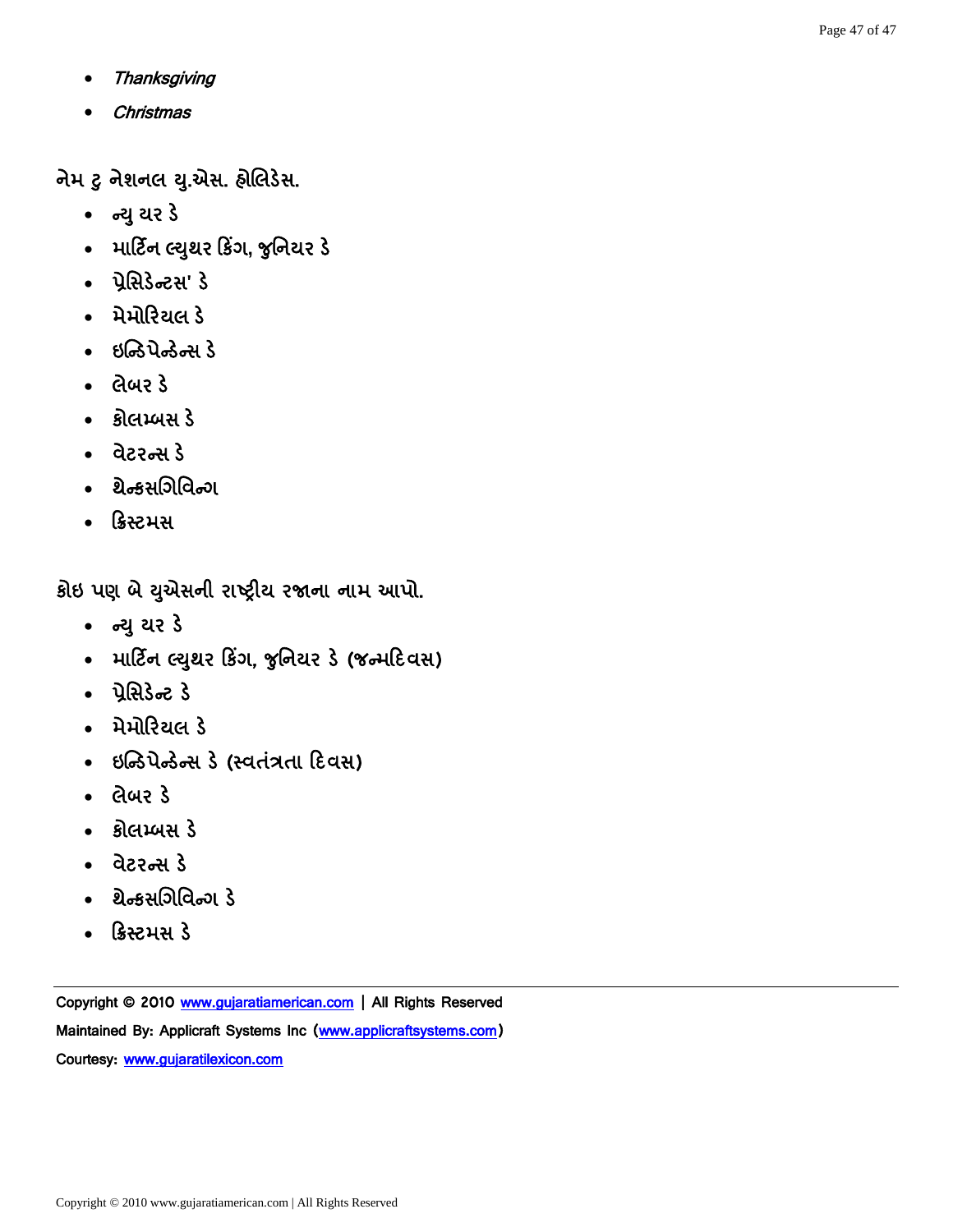- *Thanksgiving*
- *Christmas*

**નેમ ટુ નેશનલ યુ.એસ. હોલિડેસ.**

- **ન્યુ યર ડે**
- **માર્ટિન લ્યુથર કિંગ, જુનિયર ડે**
- **પ્રેસિડેન્ટસ' ડે**
- **મેમોરિયલ ડે**
- **ઇન્ડિપેન્ડેન્સ ડે**
- **લેબર ડે**
- **કોલમ્બસ ડે**
- **વેટરન્સ ડે**
- **થેન્કસગિવિન્ગ**
- **ક્રિસ્ટમસ**

**કોઇ પણ બે યુએસની રાષ્ટ્રીય રજાના નામ આપો.**

- **ન્યુ યર ડે**
- **માર્ટિન લ્યુથર કિંગ, જુનિયર ડે (જન્મદિવસ)**
- **પ્રેસિડેન્ટ ડે**
- **મેમોરિયલ ડે**
- **ઇન્ડિપેન્ડેન્સ ડે (સ્વતંત્રતા દિવસ)**
- **લેબર ડે**
- **કોલમ્બસ ડે**
- **વેટરન્સ ડે**
- **થેન્કસગિવિન્ગ ડે**
- **ક્રિસ્ટમસ ડે**

---

Copyright © 2010 www.gujaratiamerican.com | All Rights Reserved

Maintained By: Applicraft Systems Inc (www.applicraftsystems.com)

Courtesy: www.gujaratilexicon.com